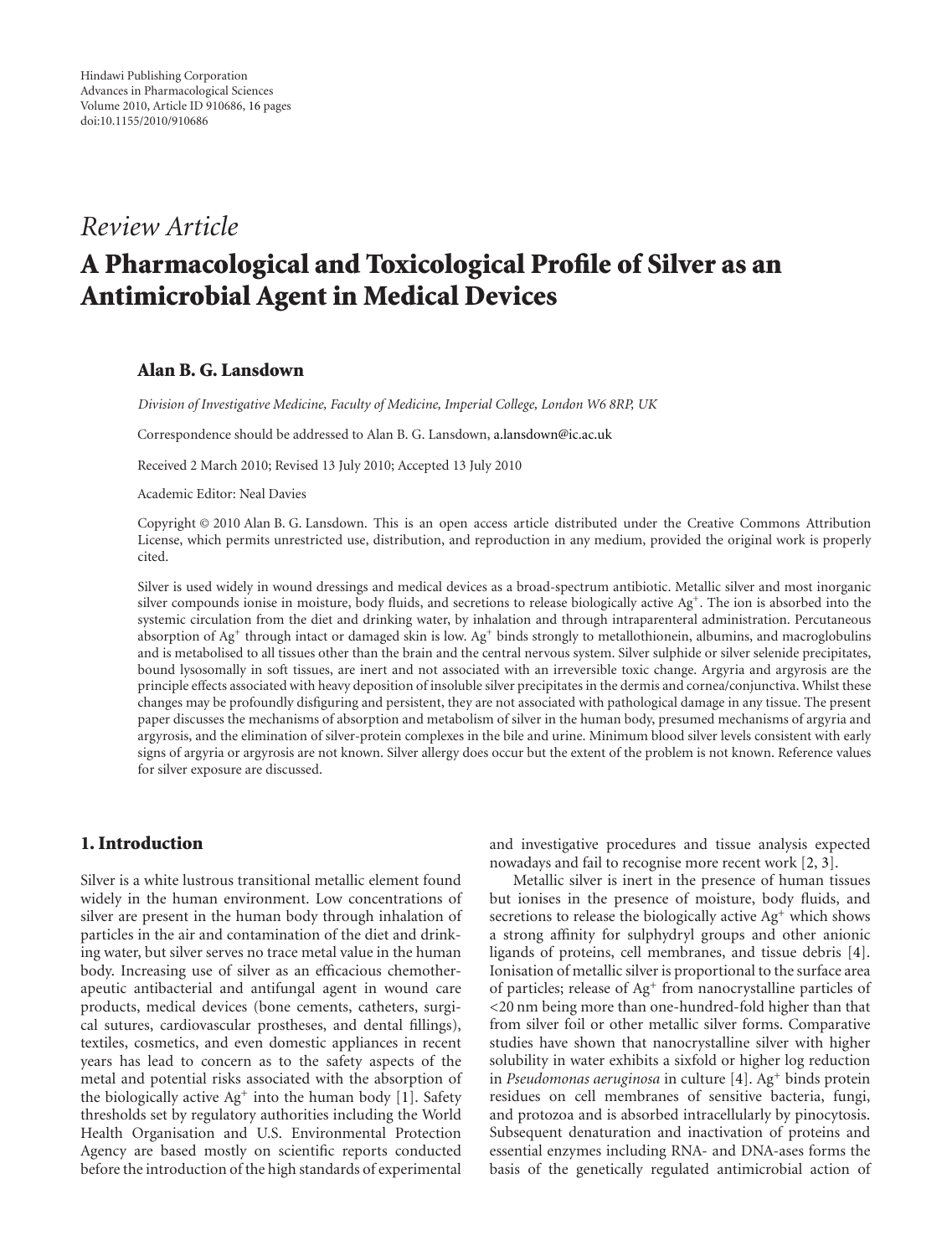Hindawi Publishing Corporation
Advances in Pharmacological Sciences
Volume 2010, Article ID 910686, 16 pages
doi:10.1155/2010/910686

*Review Article*

# A Pharmacological and Toxicological Profile of Silver as an Antimicrobial Agent in Medical Devices

**Alan B. G. Lansdown**

*Division of Investigative Medicine, Faculty of Medicine, Imperial College, London W6 8RP, UK*

Correspondence should be addressed to Alan B. G. Lansdown, a.lansdown@ic.ac.uk

Received 2 March 2010; Revised 13 July 2010; Accepted 13 July 2010

Academic Editor: Neal Davies

Copyright © 2010 Alan B. G. Lansdown. This is an open access article distributed under the Creative Commons Attribution License, which permits unrestricted use, distribution, and reproduction in any medium, provided the original work is properly cited.

Silver is used widely in wound dressings and medical devices as a broad-spectrum antibiotic. Metallic silver and most inorganic silver compounds ionise in moisture, body fluids, and secretions to release biologically active $Ag^+$. The ion is absorbed into the systemic circulation from the diet and drinking water, by inhalation and through intraparenteral administration. Percutaneous absorption of $Ag^+$ through intact or damaged skin is low. $Ag^+$ binds strongly to metallothionein, albumins, and macroglobulins and is metabolised to all tissues other than the brain and the central nervous system. Silver sulphide or silver selenide precipitates, bound lysosomally in soft tissues, are inert and not associated with an irreversible toxic change. Argyria and argyrosis are the principle effects associated with heavy deposition of insoluble silver precipitates in the dermis and cornea/conjunctiva. Whilst these changes may be profoundly disfiguring and persistent, they are not associated with pathological damage in any tissue. The present paper discusses the mechanisms of absorption and metabolism of silver in the human body, presumed mechanisms of argyria and argyrosis, and the elimination of silver-protein complexes in the bile and urine. Minimum blood silver levels consistent with early signs of argyria or argyrosis are not known. Silver allergy does occur but the extent of the problem is not known. Reference values for silver exposure are discussed.

## 1. Introduction

Silver is a white lustrous transitional metallic element found widely in the human environment. Low concentrations of silver are present in the human body through inhalation of particles in the air and contamination of the diet and drinking water, but silver serves no trace metal value in the human body. Increasing use of silver as an efficacious chemotherapeutic antibacterial and antifungal agent in wound care products, medical devices (bone cements, catheters, surgical sutures, cardiovascular prostheses, and dental fillings), textiles, cosmetics, and even domestic appliances in recent years has lead to concern as to the safety aspects of the metal and potential risks associated with the absorption of the biologically active $Ag^+$ into the human body [1]. Safety thresholds set by regulatory authorities including the World Health Organisation and U.S. Environmental Protection Agency are based mostly on scientific reports conducted before the introduction of the high standards of experimental and investigative procedures and tissue analysis expected nowadays and fail to recognise more recent work [2, 3].

Metallic silver is inert in the presence of human tissues but ionises in the presence of moisture, body fluids, and secretions to release the biologically active $Ag^+$ which shows a strong affinity for sulphydryl groups and other anionic ligands of proteins, cell membranes, and tissue debris [4]. Ionisation of metallic silver is proportional to the surface area of particles; release of $Ag^+$ from nanocrystalline particles of <20 nm being more than one-hundred-fold higher than that from silver foil or other metallic silver forms. Comparative studies have shown that nanocrystalline silver with higher solubility in water exhibits a sixfold or higher log reduction in *Pseudomonas aeruginosa* in culture [4]. $Ag^+$ binds protein residues on cell membranes of sensitive bacteria, fungi, and protozoa and is absorbed intracellularly by pinocytosis. Subsequent denaturation and inactivation of proteins and essential enzymes including RNA- and DNA-ases forms the basis of the genetically regulated antimicrobial action of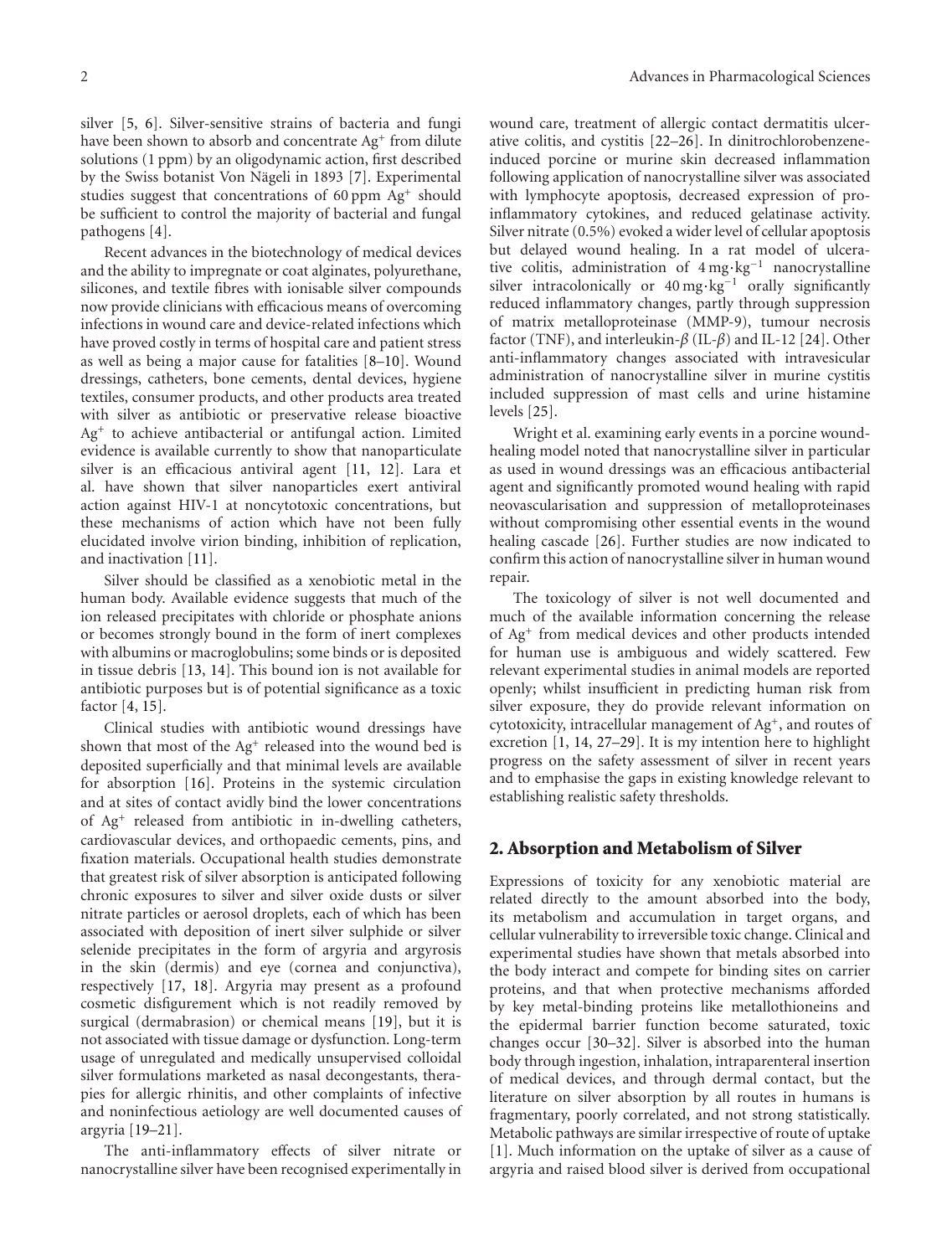silver [5, 6]. Silver-sensitive strains of bacteria and fungi have been shown to absorb and concentrate $Ag^+$ from dilute solutions (1 ppm) by an oligodynamic action, first described by the Swiss botanist Von Nägeli in 1893 [7]. Experimental studies suggest that concentrations of 60 ppm $Ag^+$ should be sufficient to control the majority of bacterial and fungal pathogens [4].

Recent advances in the biotechnology of medical devices and the ability to impregnate or coat alginates, polyurethane, silicones, and textile fibres with ionisable silver compounds now provide clinicians with efficacious means of overcoming infections in wound care and device-related infections which have proved costly in terms of hospital care and patient stress as well as being a major cause for fatalities [8–10]. Wound dressings, catheters, bone cements, dental devices, hygiene textiles, consumer products, and other products area treated with silver as antibiotic or preservative release bioactive $Ag^+$ to achieve antibacterial or antifungal action. Limited evidence is available currently to show that nanoparticulate silver is an efficacious antiviral agent [11, 12]. Lara et al. have shown that silver nanoparticles exert antiviral action against HIV-1 at noncytotoxic concentrations, but these mechanisms of action which have not been fully elucidated involve virion binding, inhibition of replication, and inactivation [11].

Silver should be classified as a xenobiotic metal in the human body. Available evidence suggests that much of the ion released precipitates with chloride or phosphate anions or becomes strongly bound in the form of inert complexes with albumins or macroglobulins; some binds or is deposited in tissue debris [13, 14]. This bound ion is not available for antibiotic purposes but is of potential significance as a toxic factor [4, 15].

Clinical studies with antibiotic wound dressings have shown that most of the $Ag^+$ released into the wound bed is deposited superficially and that minimal levels are available for absorption [16]. Proteins in the systemic circulation and at sites of contact avidly bind the lower concentrations of $Ag^+$ released from antibiotic in in-dwelling catheters, cardiovascular devices, and orthopaedic cements, pins, and fixation materials. Occupational health studies demonstrate that greatest risk of silver absorption is anticipated following chronic exposures to silver and silver oxide dusts or silver nitrate particles or aerosol droplets, each of which has been associated with deposition of inert silver sulphide or silver selenide precipitates in the form of argyria and argyrosis in the skin (dermis) and eye (cornea and conjunctiva), respectively [17, 18]. Argyria may present as a profound cosmetic disfigurement which is not readily removed by surgical (dermabrasion) or chemical means [19], but it is not associated with tissue damage or dysfunction. Long-term usage of unregulated and medically unsupervised colloidal silver formulations marketed as nasal decongestants, therapies for allergic rhinitis, and other complaints of infective and noninfectious aetiology are well documented causes of argyria [19–21].

The anti-inflammatory effects of silver nitrate or nanocrystalline silver have been recognised experimentally in wound care, treatment of allergic contact dermatitis ulcerative colitis, and cystitis [22–26]. In dinitrochlorobenzene-induced porcine or murine skin decreased inflammation following application of nanocrystalline silver was associated with lymphocyte apoptosis, decreased expression of pro-inflammatory cytokines, and reduced gelatinase activity. Silver nitrate (0.5%) evoked a wider level of cellular apoptosis but delayed wound healing. In a rat model of ulcerative colitis, administration of $4\,\mathrm{mg \cdot kg^{-1}}$ nanocrystalline silver intracolonically or $40\,\mathrm{mg \cdot kg^{-1}}$ orally significantly reduced inflammatory changes, partly through suppression of matrix metalloproteinase (MMP-9), tumour necrosis factor (TNF), and interleukin-$\beta$ (IL-$\beta$) and IL-12 [24]. Other anti-inflammatory changes associated with intravesicular administration of nanocrystalline silver in murine cystitis included suppression of mast cells and urine histamine levels [25].

Wright et al. examining early events in a porcine wound-healing model noted that nanocrystalline silver in particular as used in wound dressings was an efficacious antibacterial agent and significantly promoted wound healing with rapid neovascularisation and suppression of metalloproteinases without compromising other essential events in the wound healing cascade [26]. Further studies are now indicated to confirm this action of nanocrystalline silver in human wound repair.

The toxicology of silver is not well documented and much of the available information concerning the release of $Ag^+$ from medical devices and other products intended for human use is ambiguous and widely scattered. Few relevant experimental studies in animal models are reported openly; whilst insufficient in predicting human risk from silver exposure, they do provide relevant information on cytotoxicity, intracellular management of $Ag^+$, and routes of excretion [1, 14, 27–29]. It is my intention here to highlight progress on the safety assessment of silver in recent years and to emphasise the gaps in existing knowledge relevant to establishing realistic safety thresholds.

## 2. Absorption and Metabolism of Silver

Expressions of toxicity for any xenobiotic material are related directly to the amount absorbed into the body, its metabolism and accumulation in target organs, and cellular vulnerability to irreversible toxic change. Clinical and experimental studies have shown that metals absorbed into the body interact and compete for binding sites on carrier proteins, and that when protective mechanisms afforded by key metal-binding proteins like metallothioneins and the epidermal barrier function become saturated, toxic changes occur [30–32]. Silver is absorbed into the human body through ingestion, inhalation, intraparenteral insertion of medical devices, and through dermal contact, but the literature on silver absorption by all routes in humans is fragmentary, poorly correlated, and not strong statistically. Metabolic pathways are similar irrespective of route of uptake [1]. Much information on the uptake of silver as a cause of argyria and raised blood silver is derived from occupational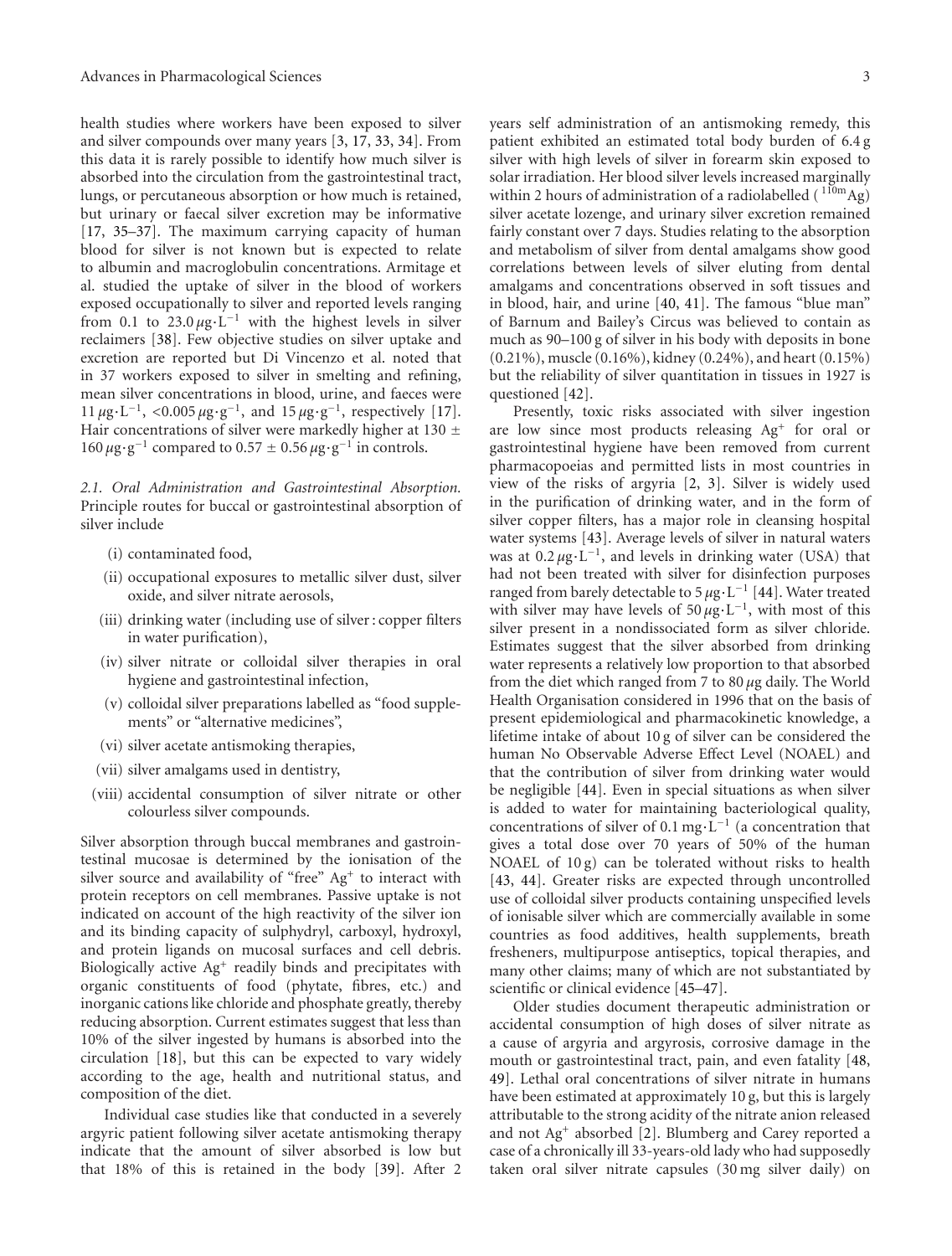health studies where workers have been exposed to silver and silver compounds over many years [3, 17, 33, 34]. From this data it is rarely possible to identify how much silver is absorbed into the circulation from the gastrointestinal tract, lungs, or percutaneous absorption or how much is retained, but urinary or faecal silver excretion may be informative [17, 35–37]. The maximum carrying capacity of human blood for silver is not known but is expected to relate to albumin and macroglobulin concentrations. Armitage et al. studied the uptake of silver in the blood of workers exposed occupationally to silver and reported levels ranging from 0.1 to 23.0 $\mu g \cdot L^{-1}$ with the highest levels in silver reclaimers [38]. Few objective studies on silver uptake and excretion are reported but Di Vincenzo et al. noted that in 37 workers exposed to silver in smelting and refining, mean silver concentrations in blood, urine, and faeces were 11 $\mu g \cdot L^{-1}$, <0.005 $\mu g \cdot g^{-1}$, and 15 $\mu g \cdot g^{-1}$, respectively [17]. Hair concentrations of silver were markedly higher at 130 ± 160 $\mu g \cdot g^{-1}$ compared to 0.57 ± 0.56 $\mu g \cdot g^{-1}$ in controls.

*2.1. Oral Administration and Gastrointestinal Absorption.* Principle routes for buccal or gastrointestinal absorption of silver include

(i) contaminated food,

(ii) occupational exposures to metallic silver dust, silver oxide, and silver nitrate aerosols,

(iii) drinking water (including use of silver : copper filters in water purification),

(iv) silver nitrate or colloidal silver therapies in oral hygiene and gastrointestinal infection,

(v) colloidal silver preparations labelled as "food supplements" or "alternative medicines",

(vi) silver acetate antismoking therapies,

(vii) silver amalgams used in dentistry,

(viii) accidental consumption of silver nitrate or other colourless silver compounds.

Silver absorption through buccal membranes and gastrointestinal mucosae is determined by the ionisation of the silver source and availability of "free" $Ag^+$ to interact with protein receptors on cell membranes. Passive uptake is not indicated on account of the high reactivity of the silver ion and its binding capacity of sulphydryl, carboxyl, hydroxyl, and protein ligands on mucosal surfaces and cell debris. Biologically active $Ag^+$ readily binds and precipitates with organic constituents of food (phytate, fibres, etc.) and inorganic cations like chloride and phosphate greatly, thereby reducing absorption. Current estimates suggest that less than 10% of the silver ingested by humans is absorbed into the circulation [18], but this can be expected to vary widely according to the age, health and nutritional status, and composition of the diet.

Individual case studies like that conducted in a severely argyric patient following silver acetate antismoking therapy indicate that the amount of silver absorbed is low but that 18% of this is retained in the body [39]. After 2 years self administration of an antismoking remedy, this patient exhibited an estimated total body burden of 6.4 g silver with high levels of silver in forearm skin exposed to solar irradiation. Her blood silver levels increased marginally within 2 hours of administration of a radiolabelled ($^{110m}Ag$) silver acetate lozenge, and urinary silver excretion remained fairly constant over 7 days. Studies relating to the absorption and metabolism of silver from dental amalgams show good correlations between levels of silver eluting from dental amalgams and concentrations observed in soft tissues and in blood, hair, and urine [40, 41]. The famous "blue man" of Barnum and Bailey's Circus was believed to contain as much as 90–100 g of silver in his body with deposits in bone (0.21%), muscle (0.16%), kidney (0.24%), and heart (0.15%) but the reliability of silver quantitation in tissues in 1927 is questioned [42].

Presently, toxic risks associated with silver ingestion are low since most products releasing $Ag^+$ for oral or gastrointestinal hygiene have been removed from current pharmacopoeias and permitted lists in most countries in view of the risks of argyria [2, 3]. Silver is widely used in the purification of drinking water, and in the form of silver copper filters, has a major role in cleansing hospital water systems [43]. Average levels of silver in natural waters was at 0.2 $\mu g \cdot L^{-1}$, and levels in drinking water (USA) that had not been treated with silver for disinfection purposes ranged from barely detectable to 5 $\mu g \cdot L^{-1}$ [44]. Water treated with silver may have levels of 50 $\mu g \cdot L^{-1}$, with most of this silver present in a nondissociated form as silver chloride. Estimates suggest that the silver absorbed from drinking water represents a relatively low proportion to that absorbed from the diet which ranged from 7 to 80 $\mu$g daily. The World Health Organisation considered in 1996 that on the basis of present epidemiological and pharmacokinetic knowledge, a lifetime intake of about 10 g of silver can be considered the human No Observable Adverse Effect Level (NOAEL) and that the contribution of silver from drinking water would be negligible [44]. Even in special situations as when silver is added to water for maintaining bacteriological quality, concentrations of silver of 0.1 $mg \cdot L^{-1}$ (a concentration that gives a total dose over 70 years of 50% of the human NOAEL of 10 g) can be tolerated without risks to health [43, 44]. Greater risks are expected through uncontrolled use of colloidal silver products containing unspecified levels of ionisable silver which are commercially available in some countries as food additives, health supplements, breath fresheners, multipurpose antiseptics, topical therapies, and many other claims; many of which are not substantiated by scientific or clinical evidence [45–47].

Older studies document therapeutic administration or accidental consumption of high doses of silver nitrate as a cause of argyria and argyrosis, corrosive damage in the mouth or gastrointestinal tract, pain, and even fatality [48, 49]. Lethal oral concentrations of silver nitrate in humans have been estimated at approximately 10 g, but this is largely attributable to the strong acidity of the nitrate anion released and not $Ag^+$ absorbed [2]. Blumberg and Carey reported a case of a chronically ill 33-years-old lady who had supposedly taken oral silver nitrate capsules (30 mg silver daily) on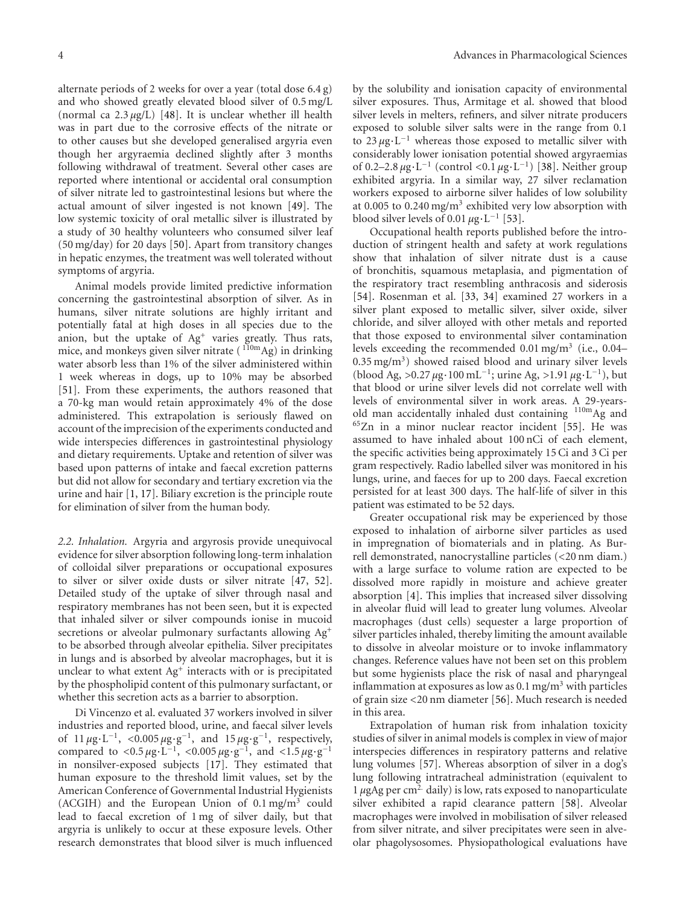alternate periods of 2 weeks for over a year (total dose 6.4 g) and who showed greatly elevated blood silver of 0.5 mg/L (normal ca 2.3 $\mu$g/L) [48]. It is unclear whether ill health was in part due to the corrosive effects of the nitrate or to other causes but she developed generalised argyria even though her argyraemia declined slightly after 3 months following withdrawal of treatment. Several other cases are reported where intentional or accidental oral consumption of silver nitrate led to gastrointestinal lesions but where the actual amount of silver ingested is not known [49]. The low systemic toxicity of oral metallic silver is illustrated by a study of 30 healthy volunteers who consumed silver leaf (50 mg/day) for 20 days [50]. Apart from transitory changes in hepatic enzymes, the treatment was well tolerated without symptoms of argyria.

Animal models provide limited predictive information concerning the gastrointestinal absorption of silver. As in humans, silver nitrate solutions are highly irritant and potentially fatal at high doses in all species due to the anion, but the uptake of $Ag^+$ varies greatly. Thus rats, mice, and monkeys given silver nitrate ($^{110m}Ag$) in drinking water absorb less than 1% of the silver administered within 1 week whereas in dogs, up to 10% may be absorbed [51]. From these experiments, the authors reasoned that a 70-kg man would retain approximately 4% of the dose administered. This extrapolation is seriously flawed on account of the imprecision of the experiments conducted and wide interspecies differences in gastrointestinal physiology and dietary requirements. Uptake and retention of silver was based upon patterns of intake and faecal excretion patterns but did not allow for secondary and tertiary excretion via the urine and hair [1, 17]. Biliary excretion is the principle route for elimination of silver from the human body.

*2.2. Inhalation.* Argyria and argyrosis provide unequivocal evidence for silver absorption following long-term inhalation of colloidal silver preparations or occupational exposures to silver or silver oxide dusts or silver nitrate [47, 52]. Detailed study of the uptake of silver through nasal and respiratory membranes has not been seen, but it is expected that inhaled silver or silver compounds ionise in mucoid secretions or alveolar pulmonary surfactants allowing $Ag^+$ to be absorbed through alveolar epithelia. Silver precipitates in lungs and is absorbed by alveolar macrophages, but it is unclear to what extent $Ag^+$ interacts with or is precipitated by the phospholipid content of this pulmonary surfactant, or whether this secretion acts as a barrier to absorption.

Di Vincenzo et al. evaluated 37 workers involved in silver industries and reported blood, urine, and faecal silver levels of 11 $\mu g \cdot L^{-1}$, <0.005 $\mu g \cdot g^{-1}$, and 15 $\mu g \cdot g^{-1}$, respectively, compared to <0.5 $\mu g \cdot L^{-1}$, <0.005 $\mu g \cdot g^{-1}$, and <1.5 $\mu g \cdot g^{-1}$ in nonsilver-exposed subjects [17]. They estimated that human exposure to the threshold limit values, set by the American Conference of Governmental Industrial Hygienists (ACGIH) and the European Union of 0.1 mg/m$^3$ could lead to faecal excretion of 1 mg of silver daily, but that argyria is unlikely to occur at these exposure levels. Other research demonstrates that blood silver is much influenced by the solubility and ionisation capacity of environmental silver exposures. Thus, Armitage et al. showed that blood silver levels in melters, refiners, and silver nitrate producers exposed to soluble silver salts were in the range from 0.1 to 23 $\mu g \cdot L^{-1}$ whereas those exposed to metallic silver with considerably lower ionisation potential showed argyraemias of 0.2–2.8 $\mu g \cdot L^{-1}$ (control <0.1 $\mu g \cdot L^{-1}$) [38]. Neither group exhibited argyria. In a similar way, 27 silver reclamation workers exposed to airborne silver halides of low solubility at 0.005 to 0.240 mg/m$^3$ exhibited very low absorption with blood silver levels of 0.01 $\mu g \cdot L^{-1}$ [53].

Occupational health reports published before the introduction of stringent health and safety at work regulations show that inhalation of silver nitrate dust is a cause of bronchitis, squamous metaplasia, and pigmentation of the respiratory tract resembling anthracosis and siderosis [54]. Rosenman et al. [33, 34] examined 27 workers in a silver plant exposed to metallic silver, silver oxide, silver chloride, and silver alloyed with other metals and reported that those exposed to environmental silver contamination levels exceeding the recommended 0.01 mg/m$^3$ (i.e., 0.04–0.35 mg/m$^3$) showed raised blood and urinary silver levels (blood Ag, >0.27 $\mu g \cdot 100\,mL^{-1}$; urine Ag, >1.91 $\mu g \cdot L^{-1}$), but that blood or urine silver levels did not correlate well with levels of environmental silver in work areas. A 29-years-old man accidentally inhaled dust containing $^{110m}Ag$ and $^{65}Zn$ in a minor nuclear reactor incident [55]. He was assumed to have inhaled about 100 nCi of each element, the specific activities being approximately 15 Ci and 3 Ci per gram respectively. Radio labelled silver was monitored in his lungs, urine, and faeces for up to 200 days. Faecal excretion persisted for at least 300 days. The half-life of silver in this patient was estimated to be 52 days.

Greater occupational risk may be experienced by those exposed to inhalation of airborne silver particles as used in impregnation of biomaterials and in plating. As Burrell demonstrated, nanocrystalline particles (<20 nm diam.) with a large surface to volume ration are expected to be dissolved more rapidly in moisture and achieve greater absorption [4]. This implies that increased silver dissolving in alveolar fluid will lead to greater lung volumes. Alveolar macrophages (dust cells) sequester a large proportion of silver particles inhaled, thereby limiting the amount available to dissolve in alveolar moisture or to invoke inflammatory changes. Reference values have not been set on this problem but some hygienists place the risk of nasal and pharyngeal inflammation at exposures as low as 0.1 mg/m$^3$ with particles of grain size <20 nm diameter [56]. Much research is needed in this area.

Extrapolation of human risk from inhalation toxicity studies of silver in animal models is complex in view of major interspecies differences in respiratory patterns and relative lung volumes [57]. Whereas absorption of silver in a dog's lung following intratracheal administration (equivalent to 1 $\mu$gAg per cm$^2$ daily) is low, rats exposed to nanoparticulate silver exhibited a rapid clearance pattern [58]. Alveolar macrophages were involved in mobilisation of silver released from silver nitrate, and silver precipitates were seen in alveolar phagolysosomes. Physiopathological evaluations have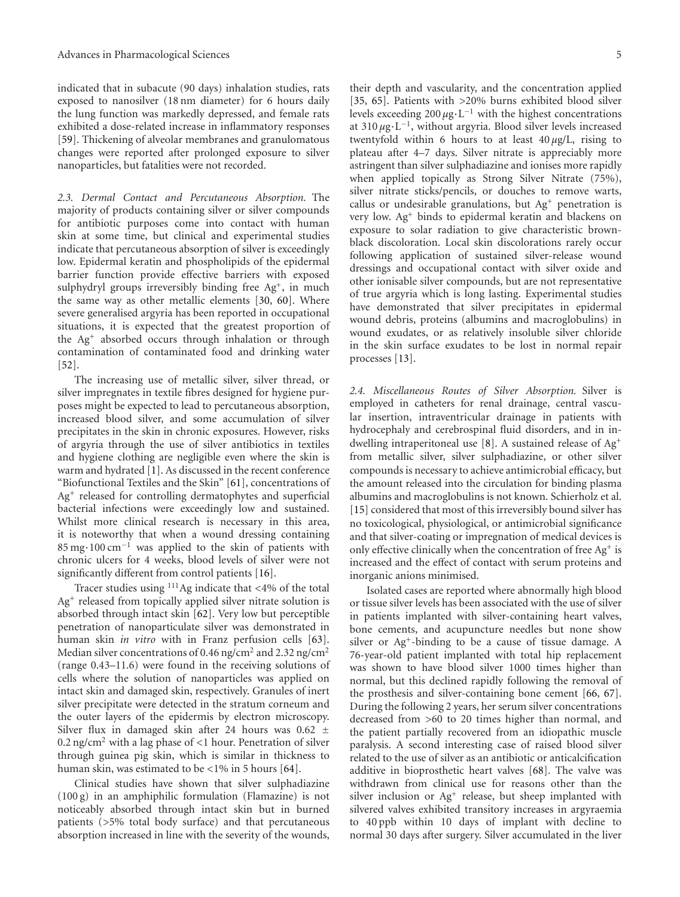indicated that in subacute (90 days) inhalation studies, rats exposed to nanosilver (18 nm diameter) for 6 hours daily the lung function was markedly depressed, and female rats exhibited a dose-related increase in inflammatory responses [59]. Thickening of alveolar membranes and granulomatous changes were reported after prolonged exposure to silver nanoparticles, but fatalities were not recorded.

*2.3. Dermal Contact and Percutaneous Absorption.* The majority of products containing silver or silver compounds for antibiotic purposes come into contact with human skin at some time, but clinical and experimental studies indicate that percutaneous absorption of silver is exceedingly low. Epidermal keratin and phospholipids of the epidermal barrier function provide effective barriers with exposed sulphydryl groups irreversibly binding free $Ag^+$, in much the same way as other metallic elements [30, 60]. Where severe generalised argyria has been reported in occupational situations, it is expected that the greatest proportion of the $Ag^+$ absorbed occurs through inhalation or through contamination of contaminated food and drinking water [52].

The increasing use of metallic silver, silver thread, or silver impregnates in textile fibres designed for hygiene purposes might be expected to lead to percutaneous absorption, increased blood silver, and some accumulation of silver precipitates in the skin in chronic exposures. However, risks of argyria through the use of silver antibiotics in textiles and hygiene clothing are negligible even where the skin is warm and hydrated [1]. As discussed in the recent conference "Biofunctional Textiles and the Skin" [61], concentrations of $Ag^+$ released for controlling dermatophytes and superficial bacterial infections were exceedingly low and sustained. Whilst more clinical research is necessary in this area, it is noteworthy that when a wound dressing containing $85\,\text{mg}\cdot 100\,\text{cm}^{-1}$ was applied to the skin of patients with chronic ulcers for 4 weeks, blood levels of silver were not significantly different from control patients [16].

Tracer studies using $^{111}Ag$ indicate that <4% of the total $Ag^+$ released from topically applied silver nitrate solution is absorbed through intact skin [62]. Very low but perceptible penetration of nanoparticulate silver was demonstrated in human skin *in vitro* with in Franz perfusion cells [63]. Median silver concentrations of $0.46\,\text{ng/cm}^2$ and $2.32\,\text{ng/cm}^2$ (range 0.43–11.6) were found in the receiving solutions of cells where the solution of nanoparticles was applied on intact skin and damaged skin, respectively. Granules of inert silver precipitate were detected in the stratum corneum and the outer layers of the epidermis by electron microscopy. Silver flux in damaged skin after 24 hours was $0.62 \pm 0.2\,\text{ng/cm}^2$ with a lag phase of <1 hour. Penetration of silver through guinea pig skin, which is similar in thickness to human skin, was estimated to be <1% in 5 hours [64].

Clinical studies have shown that silver sulphadiazine (100 g) in an amphiphilic formulation (Flamazine) is not noticeably absorbed through intact skin but in burned patients (>5% total body surface) and that percutaneous absorption increased in line with the severity of the wounds, their depth and vascularity, and the concentration applied [35, 65]. Patients with >20% burns exhibited blood silver levels exceeding $200\,\mu\text{g}\cdot\text{L}^{-1}$ with the highest concentrations at $310\,\mu\text{g}\cdot\text{L}^{-1}$, without argyria. Blood silver levels increased twentyfold within 6 hours to at least $40\,\mu\text{g/L}$, rising to plateau after 4–7 days. Silver nitrate is appreciably more astringent than silver sulphadiazine and ionises more rapidly when applied topically as Strong Silver Nitrate (75%), silver nitrate sticks/pencils, or douches to remove warts, callus or undesirable granulations, but $Ag^+$ penetration is very low. $Ag^+$ binds to epidermal keratin and blackens on exposure to solar radiation to give characteristic brown-black discoloration. Local skin discolorations rarely occur following application of sustained silver-release wound dressings and occupational contact with silver oxide and other ionisable silver compounds, but are not representative of true argyria which is long lasting. Experimental studies have demonstrated that silver precipitates in epidermal wound debris, proteins (albumins and macroglobulins) in wound exudates, or as relatively insoluble silver chloride in the skin surface exudates to be lost in normal repair processes [13].

*2.4. Miscellaneous Routes of Silver Absorption.* Silver is employed in catheters for renal drainage, central vascular insertion, intraventricular drainage in patients with hydrocephaly and cerebrospinal fluid disorders, and in indwelling intraperitoneal use [8]. A sustained release of $Ag^+$ from metallic silver, silver sulphadiazine, or other silver compounds is necessary to achieve antimicrobial efficacy, but the amount released into the circulation for binding plasma albumins and macroglobulins is not known. Schierholz et al. [15] considered that most of this irreversibly bound silver has no toxicological, physiological, or antimicrobial significance and that silver-coating or impregnation of medical devices is only effective clinically when the concentration of free $Ag^+$ is increased and the effect of contact with serum proteins and inorganic anions minimised.

Isolated cases are reported where abnormally high blood or tissue silver levels has been associated with the use of silver in patients implanted with silver-containing heart valves, bone cements, and acupuncture needles but none show silver or $Ag^+$-binding to be a cause of tissue damage. A 76-year-old patient implanted with total hip replacement was shown to have blood silver 1000 times higher than normal, but this declined rapidly following the removal of the prosthesis and silver-containing bone cement [66, 67]. During the following 2 years, her serum silver concentrations decreased from >60 to 20 times higher than normal, and the patient partially recovered from an idiopathic muscle paralysis. A second interesting case of raised blood silver related to the use of silver as an antibiotic or anticalcification additive in bioprosthetic heart valves [68]. The valve was withdrawn from clinical use for reasons other than the silver inclusion or $Ag^+$ release, but sheep implanted with silvered valves exhibited transitory increases in argyraemia to 40 ppb within 10 days of implant with decline to normal 30 days after surgery. Silver accumulated in the liver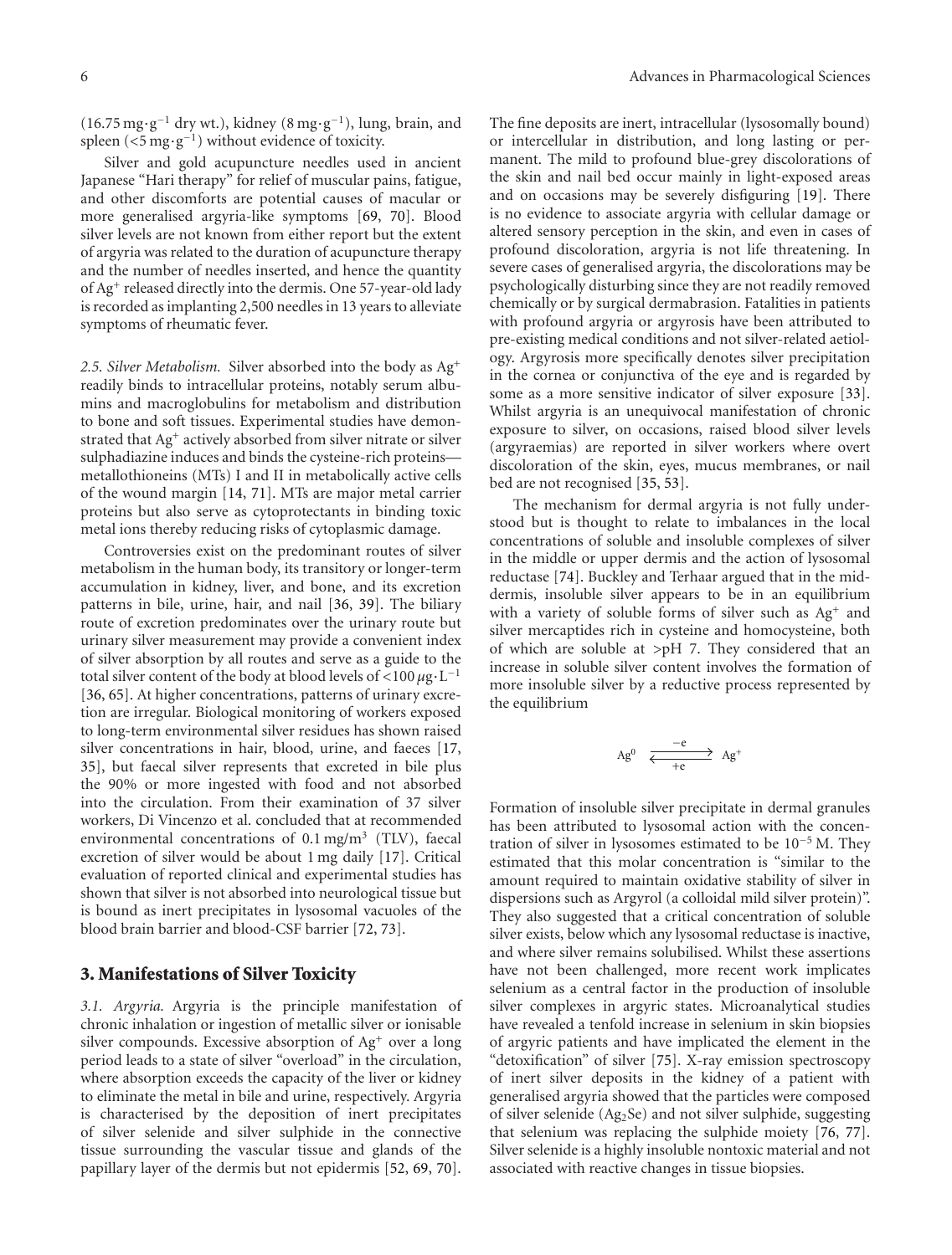(16.75 mg·g$^{-1}$ dry wt.), kidney (8 mg·g$^{-1}$), lung, brain, and spleen (<5 mg·g$^{-1}$) without evidence of toxicity.

Silver and gold acupuncture needles used in ancient Japanese "Hari therapy" for relief of muscular pains, fatigue, and other discomforts are potential causes of macular or more generalised argyria-like symptoms [69, 70]. Blood silver levels are not known from either report but the extent of argyria was related to the duration of acupuncture therapy and the number of needles inserted, and hence the quantity of $Ag^+$ released directly into the dermis. One 57-year-old lady is recorded as implanting 2,500 needles in 13 years to alleviate symptoms of rheumatic fever.

*2.5. Silver Metabolism.* Silver absorbed into the body as $Ag^+$ readily binds to intracellular proteins, notably serum albumins and macroglobulins for metabolism and distribution to bone and soft tissues. Experimental studies have demonstrated that $Ag^+$ actively absorbed from silver nitrate or silver sulphadiazine induces and binds the cysteine-rich proteins—metallothioneins (MTs) I and II in metabolically active cells of the wound margin [14, 71]. MTs are major metal carrier proteins but also serve as cytoprotectants in binding toxic metal ions thereby reducing risks of cytoplasmic damage.

Controversies exist on the predominant routes of silver metabolism in the human body, its transitory or longer-term accumulation in kidney, liver, and bone, and its excretion patterns in bile, urine, hair, and nail [36, 39]. The biliary route of excretion predominates over the urinary route but urinary silver measurement may provide a convenient index of silver absorption by all routes and serve as a guide to the total silver content of the body at blood levels of <100 $\mu$g·L$^{-1}$ [36, 65]. At higher concentrations, patterns of urinary excretion are irregular. Biological monitoring of workers exposed to long-term environmental silver residues has shown raised silver concentrations in hair, blood, urine, and faeces [17, 35], but faecal silver represents that excreted in bile plus the 90% or more ingested with food and not absorbed into the circulation. From their examination of 37 silver workers, Di Vincenzo et al. concluded that at recommended environmental concentrations of 0.1 mg/m$^3$ (TLV), faecal excretion of silver would be about 1 mg daily [17]. Critical evaluation of reported clinical and experimental studies has shown that silver is not absorbed into neurological tissue but is bound as inert precipitates in lysosomal vacuoles of the blood brain barrier and blood-CSF barrier [72, 73].

## 3. Manifestations of Silver Toxicity

*3.1. Argyria.* Argyria is the principle manifestation of chronic inhalation or ingestion of metallic silver or ionisable silver compounds. Excessive absorption of $Ag^+$ over a long period leads to a state of silver "overload" in the circulation, where absorption exceeds the capacity of the liver or kidney to eliminate the metal in bile and urine, respectively. Argyria is characterised by the deposition of inert precipitates of silver selenide and silver sulphide in the connective tissue surrounding the vascular tissue and glands of the papillary layer of the dermis but not epidermis [52, 69, 70]. The fine deposits are inert, intracellular (lysosomally bound) or intercellular in distribution, and long lasting or permanent. The mild to profound blue-grey discolorations of the skin and nail bed occur mainly in light-exposed areas and on occasions may be severely disfiguring [19]. There is no evidence to associate argyria with cellular damage or altered sensory perception in the skin, and even in cases of profound discoloration, argyria is not life threatening. In severe cases of generalised argyria, the discolorations may be psychologically disturbing since they are not readily removed chemically or by surgical dermabrasion. Fatalities in patients with profound argyria or argyrosis have been attributed to pre-existing medical conditions and not silver-related aetiology. Argyrosis more specifically denotes silver precipitation in the cornea or conjunctiva of the eye and is regarded by some as a more sensitive indicator of silver exposure [33]. Whilst argyria is an unequivocal manifestation of chronic exposure to silver, on occasions, raised blood silver levels (argyraemias) are reported in silver workers where overt discoloration of the skin, eyes, mucus membranes, or nail bed are not recognised [35, 53].

The mechanism for dermal argyria is not fully understood but is thought to relate to imbalances in the local concentrations of soluble and insoluble complexes of silver in the middle or upper dermis and the action of lysosomal reductase [74]. Buckley and Terhaar argued that in the mid-dermis, insoluble silver appears to be in an equilibrium with a variety of soluble forms of silver such as $Ag^+$ and silver mercaptides rich in cysteine and homocysteine, both of which are soluble at >pH 7. They considered that an increase in soluble silver content involves the formation of more insoluble silver by a reductive process represented by the equilibrium

$$Ag^0 \underset{+e}{\overset{-e}{\rightleftharpoons}} Ag^+$$

Formation of insoluble silver precipitate in dermal granules has been attributed to lysosomal action with the concentration of silver in lysosomes estimated to be $10^{-5}$ M. They estimated that this molar concentration is "similar to the amount required to maintain oxidative stability of silver in dispersions such as Argyrol (a colloidal mild silver protein)". They also suggested that a critical concentration of soluble silver exists, below which any lysosomal reductase is inactive, and where silver remains solubilised. Whilst these assertions have not been challenged, more recent work implicates selenium as a central factor in the production of insoluble silver complexes in argyric states. Microanalytical studies have revealed a tenfold increase in selenium in skin biopsies of argyric patients and have implicated the element in the "detoxification" of silver [75]. X-ray emission spectroscopy of inert silver deposits in the kidney of a patient with generalised argyria showed that the particles were composed of silver selenide ($Ag_2Se$) and not silver sulphide, suggesting that selenium was replacing the sulphide moiety [76, 77]. Silver selenide is a highly insoluble nontoxic material and not associated with reactive changes in tissue biopsies.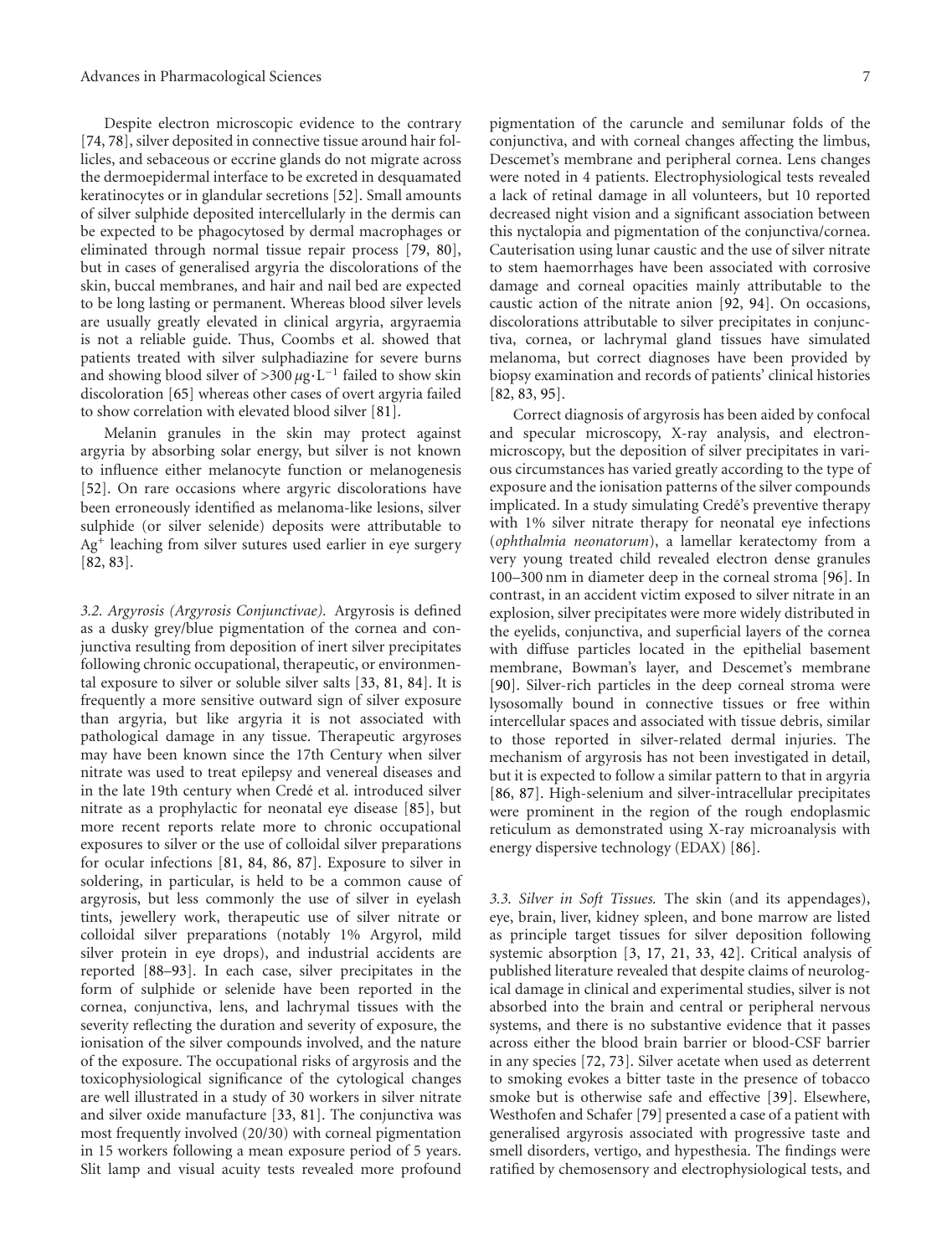Despite electron microscopic evidence to the contrary [74, 78], silver deposited in connective tissue around hair follicles, and sebaceous or eccrine glands do not migrate across the dermoepidermal interface to be excreted in desquamated keratinocytes or in glandular secretions [52]. Small amounts of silver sulphide deposited intercellularly in the dermis can be expected to be phagocytosed by dermal macrophages or eliminated through normal tissue repair process [79, 80], but in cases of generalised argyria the discolorations of the skin, buccal membranes, and hair and nail bed are expected to be long lasting or permanent. Whereas blood silver levels are usually greatly elevated in clinical argyria, argyraemia is not a reliable guide. Thus, Coombs et al. showed that patients treated with silver sulphadiazine for severe burns and showing blood silver of $>300\,\mu\text{g}\cdot\text{L}^{-1}$ failed to show skin discoloration [65] whereas other cases of overt argyria failed to show correlation with elevated blood silver [81].

Melanin granules in the skin may protect against argyria by absorbing solar energy, but silver is not known to influence either melanocyte function or melanogenesis [52]. On rare occasions where argyric discolorations have been erroneously identified as melanoma-like lesions, silver sulphide (or silver selenide) deposits were attributable to $Ag^+$ leaching from silver sutures used earlier in eye surgery [82, 83].

*3.2. Argyrosis (Argyrosis Conjunctivae).* Argyrosis is defined as a dusky grey/blue pigmentation of the cornea and conjunctiva resulting from deposition of inert silver precipitates following chronic occupational, therapeutic, or environmental exposure to silver or soluble silver salts [33, 81, 84]. It is frequently a more sensitive outward sign of silver exposure than argyria, but like argyria it is not associated with pathological damage in any tissue. Therapeutic argyroses may have been known since the 17th Century when silver nitrate was used to treat epilepsy and venereal diseases and in the late 19th century when Credé et al. introduced silver nitrate as a prophylactic for neonatal eye disease [85], but more recent reports relate more to chronic occupational exposures to silver or the use of colloidal silver preparations for ocular infections [81, 84, 86, 87]. Exposure to silver in soldering, in particular, is held to be a common cause of argyrosis, but less commonly the use of silver in eyelash tints, jewellery work, therapeutic use of silver nitrate or colloidal silver preparations (notably 1% Argyrol, mild silver protein in eye drops), and industrial accidents are reported [88–93]. In each case, silver precipitates in the form of sulphide or selenide have been reported in the cornea, conjunctiva, lens, and lachrymal tissues with the severity reflecting the duration and severity of exposure, the ionisation of the silver compounds involved, and the nature of the exposure. The occupational risks of argyrosis and the toxicophysiological significance of the cytological changes are well illustrated in a study of 30 workers in silver nitrate and silver oxide manufacture [33, 81]. The conjunctiva was most frequently involved (20/30) with corneal pigmentation in 15 workers following a mean exposure period of 5 years. Slit lamp and visual acuity tests revealed more profound pigmentation of the caruncle and semilunar folds of the conjunctiva, and with corneal changes affecting the limbus, Descemet's membrane and peripheral cornea. Lens changes were noted in 4 patients. Electrophysiological tests revealed a lack of retinal damage in all volunteers, but 10 reported decreased night vision and a significant association between this nyctalopia and pigmentation of the conjunctiva/cornea. Cauterisation using lunar caustic and the use of silver nitrate to stem haemorrhages have been associated with corrosive damage and corneal opacities mainly attributable to the caustic action of the nitrate anion [92, 94]. On occasions, discolorations attributable to silver precipitates in conjunctiva, cornea, or lachrymal gland tissues have simulated melanoma, but correct diagnoses have been provided by biopsy examination and records of patients' clinical histories [82, 83, 95].

Correct diagnosis of argyrosis has been aided by confocal and specular microscopy, X-ray analysis, and electron-microscopy, but the deposition of silver precipitates in various circumstances has varied greatly according to the type of exposure and the ionisation patterns of the silver compounds implicated. In a study simulating Credé's preventive therapy with 1% silver nitrate therapy for neonatal eye infections (*ophthalmia neonatorum*), a lamellar keratectomy from a very young treated child revealed electron dense granules 100–300 nm in diameter deep in the corneal stroma [96]. In contrast, in an accident victim exposed to silver nitrate in an explosion, silver precipitates were more widely distributed in the eyelids, conjunctiva, and superficial layers of the cornea with diffuse particles located in the epithelial basement membrane, Bowman's layer, and Descemet's membrane [90]. Silver-rich particles in the deep corneal stroma were lysosomally bound in connective tissues or free within intercellular spaces and associated with tissue debris, similar to those reported in silver-related dermal injuries. The mechanism of argyrosis has not been investigated in detail, but it is expected to follow a similar pattern to that in argyria [86, 87]. High-selenium and silver-intracellular precipitates were prominent in the region of the rough endoplasmic reticulum as demonstrated using X-ray microanalysis with energy dispersive technology (EDAX) [86].

*3.3. Silver in Soft Tissues.* The skin (and its appendages), eye, brain, liver, kidney spleen, and bone marrow are listed as principle target tissues for silver deposition following systemic absorption [3, 17, 21, 33, 42]. Critical analysis of published literature revealed that despite claims of neurological damage in clinical and experimental studies, silver is not absorbed into the brain and central or peripheral nervous systems, and there is no substantive evidence that it passes across either the blood brain barrier or blood-CSF barrier in any species [72, 73]. Silver acetate when used as deterrent to smoking evokes a bitter taste in the presence of tobacco smoke but is otherwise safe and effective [39]. Elsewhere, Westhofen and Schafer [79] presented a case of a patient with generalised argyrosis associated with progressive taste and smell disorders, vertigo, and hypesthesia. The findings were ratified by chemosensory and electrophysiological tests, and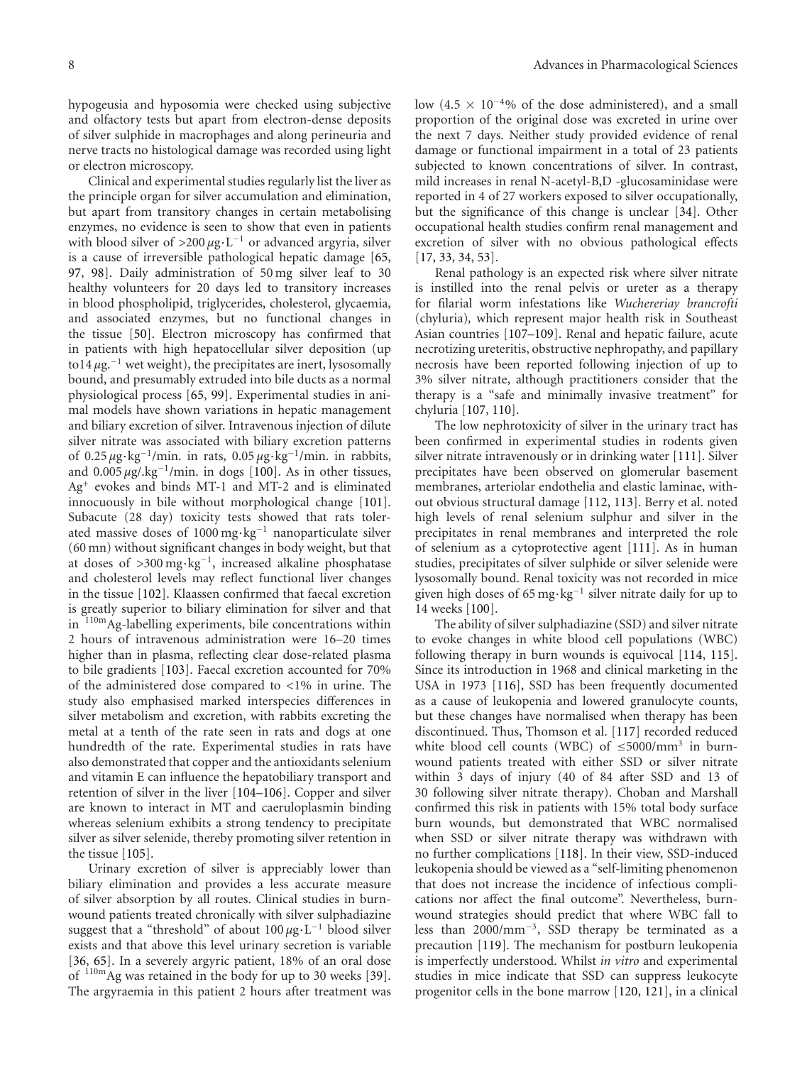hypogeusia and hyposomia were checked using subjective and olfactory tests but apart from electron-dense deposits of silver sulphide in macrophages and along perineuria and nerve tracts no histological damage was recorded using light or electron microscopy.

Clinical and experimental studies regularly list the liver as the principle organ for silver accumulation and elimination, but apart from transitory changes in certain metabolising enzymes, no evidence is seen to show that even in patients with blood silver of $>200\,\mu g\cdot L^{-1}$ or advanced argyria, silver is a cause of irreversible pathological hepatic damage [65, 97, 98]. Daily administration of 50 mg silver leaf to 30 healthy volunteers for 20 days led to transitory increases in blood phospholipid, triglycerides, cholesterol, glycaemia, and associated enzymes, but no functional changes in the tissue [50]. Electron microscopy has confirmed that in patients with high hepatocellular silver deposition (up to$14\,\mu g.^{-1}$ wet weight), the precipitates are inert, lysosomally bound, and presumably extruded into bile ducts as a normal physiological process [65, 99]. Experimental studies in animal models have shown variations in hepatic management and biliary excretion of silver. Intravenous injection of dilute silver nitrate was associated with biliary excretion patterns of $0.25\,\mu g\cdot kg^{-1}$/min. in rats, $0.05\,\mu g\cdot kg^{-1}$/min. in rabbits, and $0.005\,\mu g/.kg^{-1}$/min. in dogs [100]. As in other tissues, $Ag^{+}$ evokes and binds MT-1 and MT-2 and is eliminated innocuously in bile without morphological change [101]. Subacute (28 day) toxicity tests showed that rats tolerated massive doses of $1000\,mg\cdot kg^{-1}$ nanoparticulate silver (60 mn) without significant changes in body weight, but that at doses of $>300\,mg\cdot kg^{-1}$, increased alkaline phosphatase and cholesterol levels may reflect functional liver changes in the tissue [102]. Klaassen confirmed that faecal excretion is greatly superior to biliary elimination for silver and that in $^{110m}$Ag-labelling experiments, bile concentrations within 2 hours of intravenous administration were 16–20 times higher than in plasma, reflecting clear dose-related plasma to bile gradients [103]. Faecal excretion accounted for 70% of the administered dose compared to <1% in urine. The study also emphasised marked interspecies differences in silver metabolism and excretion, with rabbits excreting the metal at a tenth of the rate seen in rats and dogs at one hundredth of the rate. Experimental studies in rats have also demonstrated that copper and the antioxidants selenium and vitamin E can influence the hepatobiliary transport and retention of silver in the liver [104–106]. Copper and silver are known to interact in MT and caeruloplasmin binding whereas selenium exhibits a strong tendency to precipitate silver as silver selenide, thereby promoting silver retention in the tissue [105].

Urinary excretion of silver is appreciably lower than biliary elimination and provides a less accurate measure of silver absorption by all routes. Clinical studies in burn-wound patients treated chronically with silver sulphadiazine suggest that a "threshold" of about $100\,\mu g\cdot L^{-1}$ blood silver exists and that above this level urinary secretion is variable [36, 65]. In a severely argyric patient, 18% of an oral dose of $^{110m}$Ag was retained in the body for up to 30 weeks [39]. The argyraemia in this patient 2 hours after treatment was low ($4.5 \times 10^{-4}$% of the dose administered), and a small proportion of the original dose was excreted in urine over the next 7 days. Neither study provided evidence of renal damage or functional impairment in a total of 23 patients subjected to known concentrations of silver. In contrast, mild increases in renal N-acetyl-B,D -glucosaminidase were reported in 4 of 27 workers exposed to silver occupationally, but the significance of this change is unclear [34]. Other occupational health studies confirm renal management and excretion of silver with no obvious pathological effects [17, 33, 34, 53].

Renal pathology is an expected risk where silver nitrate is instilled into the renal pelvis or ureter as a therapy for filarial worm infestations like *Wuchereriay brancrofti* (chyluria), which represent major health risk in Southeast Asian countries [107–109]. Renal and hepatic failure, acute necrotizing ureteritis, obstructive nephropathy, and papillary necrosis have been reported following injection of up to 3% silver nitrate, although practitioners consider that the therapy is a "safe and minimally invasive treatment" for chyluria [107, 110].

The low nephrotoxicity of silver in the urinary tract has been confirmed in experimental studies in rodents given silver nitrate intravenously or in drinking water [111]. Silver precipitates have been observed on glomerular basement membranes, arteriolar endothelia and elastic laminae, without obvious structural damage [112, 113]. Berry et al. noted high levels of renal selenium sulphur and silver in the precipitates in renal membranes and interpreted the role of selenium as a cytoprotective agent [111]. As in human studies, precipitates of silver sulphide or silver selenide were lysosomally bound. Renal toxicity was not recorded in mice given high doses of $65\,mg\cdot kg^{-1}$ silver nitrate daily for up to 14 weeks [100].

The ability of silver sulphadiazine (SSD) and silver nitrate to evoke changes in white blood cell populations (WBC) following therapy in burn wounds is equivocal [114, 115]. Since its introduction in 1968 and clinical marketing in the USA in 1973 [116], SSD has been frequently documented as a cause of leukopenia and lowered granulocyte counts, but these changes have normalised when therapy has been discontinued. Thus, Thomson et al. [117] recorded reduced white blood cell counts (WBC) of $\leq 5000/mm^3$ in burn-wound patients treated with either SSD or silver nitrate within 3 days of injury (40 of 84 after SSD and 13 of 30 following silver nitrate therapy). Choban and Marshall confirmed this risk in patients with 15% total body surface burn wounds, but demonstrated that WBC normalised when SSD or silver nitrate therapy was withdrawn with no further complications [118]. In their view, SSD-induced leukopenia should be viewed as a "self-limiting phenomenon that does not increase the incidence of infectious complications nor affect the final outcome". Nevertheless, burn-wound strategies should predict that where WBC fall to less than $2000/mm^{-3}$, SSD therapy be terminated as a precaution [119]. The mechanism for postburn leukopenia is imperfectly understood. Whilst *in vitro* and experimental studies in mice indicate that SSD can suppress leukocyte progenitor cells in the bone marrow [120, 121], in a clinical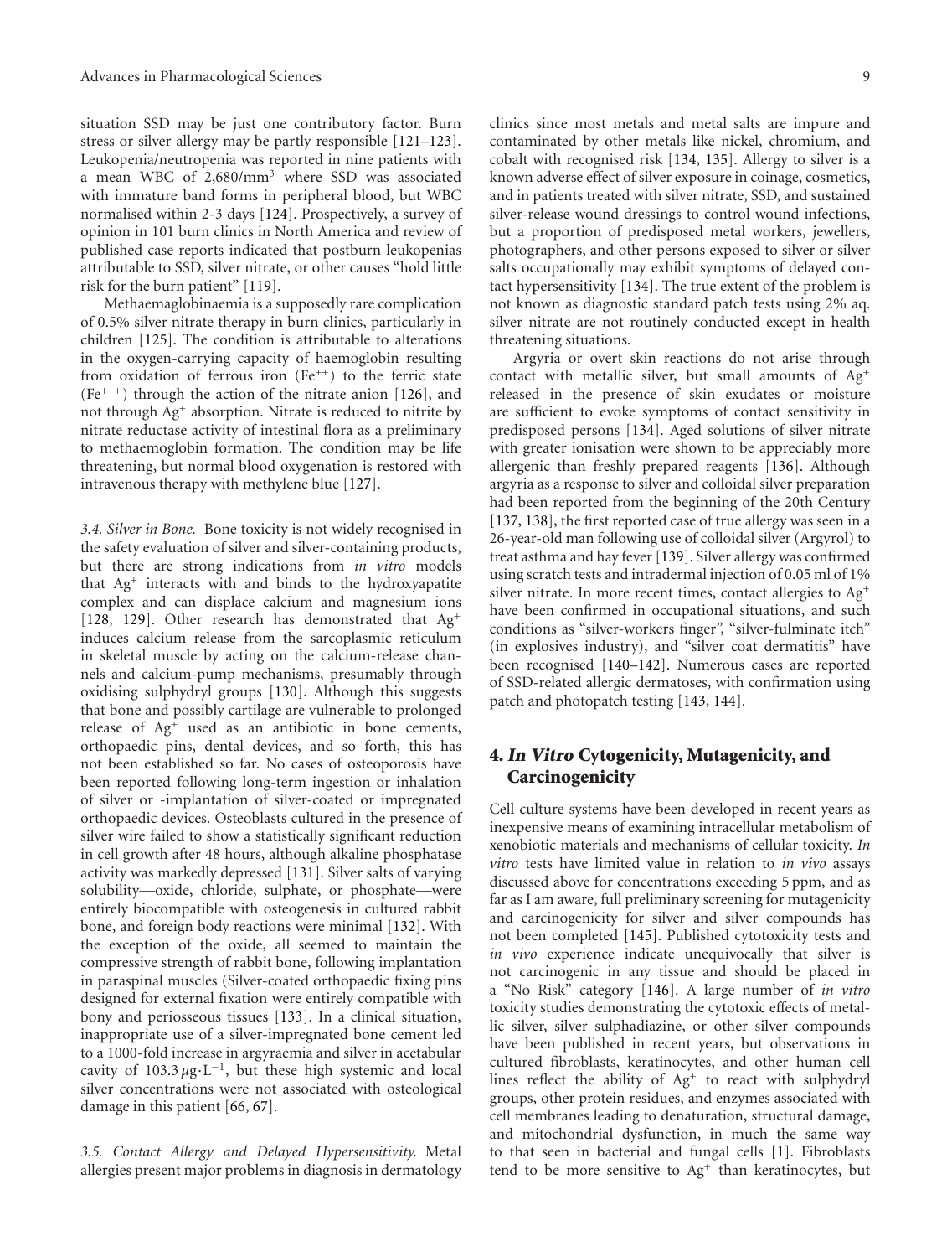situation SSD may be just one contributory factor. Burn stress or silver allergy may be partly responsible [121–123]. Leukopenia/neutropenia was reported in nine patients with a mean WBC of 2,680/mm$^3$ where SSD was associated with immature band forms in peripheral blood, but WBC normalised within 2-3 days [124]. Prospectively, a survey of opinion in 101 burn clinics in North America and review of published case reports indicated that postburn leukopenias attributable to SSD, silver nitrate, or other causes "hold little risk for the burn patient" [119].

Methaemaglobinaemia is a supposedly rare complication of 0.5% silver nitrate therapy in burn clinics, particularly in children [125]. The condition is attributable to alterations in the oxygen-carrying capacity of haemoglobin resulting from oxidation of ferrous iron ($Fe^{++}$) to the ferric state ($Fe^{+++}$) through the action of the nitrate anion [126], and not through $Ag^+$ absorption. Nitrate is reduced to nitrite by nitrate reductase activity of intestinal flora as a preliminary to methaemoglobin formation. The condition may be life threatening, but normal blood oxygenation is restored with intravenous therapy with methylene blue [127].

*3.4. Silver in Bone.* Bone toxicity is not widely recognised in the safety evaluation of silver and silver-containing products, but there are strong indications from *in vitro* models that $Ag^+$ interacts with and binds to the hydroxyapatite complex and can displace calcium and magnesium ions [128, 129]. Other research has demonstrated that $Ag^+$ induces calcium release from the sarcoplasmic reticulum in skeletal muscle by acting on the calcium-release channels and calcium-pump mechanisms, presumably through oxidising sulphydryl groups [130]. Although this suggests that bone and possibly cartilage are vulnerable to prolonged release of $Ag^+$ used as an antibiotic in bone cements, orthopaedic pins, dental devices, and so forth, this has not been established so far. No cases of osteoporosis have been reported following long-term ingestion or inhalation of silver or -implantation of silver-coated or impregnated orthopaedic devices. Osteoblasts cultured in the presence of silver wire failed to show a statistically significant reduction in cell growth after 48 hours, although alkaline phosphatase activity was markedly depressed [131]. Silver salts of varying solubility—oxide, chloride, sulphate, or phosphate—were entirely biocompatible with osteogenesis in cultured rabbit bone, and foreign body reactions were minimal [132]. With the exception of the oxide, all seemed to maintain the compressive strength of rabbit bone, following implantation in paraspinal muscles (Silver-coated orthopaedic fixing pins designed for external fixation were entirely compatible with bony and periosseous tissues [133]. In a clinical situation, inappropriate use of a silver-impregnated bone cement led to a 1000-fold increase in argyraemia and silver in acetabular cavity of $103.3\,\mu g\cdot L^{-1}$, but these high systemic and local silver concentrations were not associated with osteological damage in this patient [66, 67].

*3.5. Contact Allergy and Delayed Hypersensitivity.* Metal allergies present major problems in diagnosis in dermatology clinics since most metals and metal salts are impure and contaminated by other metals like nickel, chromium, and cobalt with recognised risk [134, 135]. Allergy to silver is a known adverse effect of silver exposure in coinage, cosmetics, and in patients treated with silver nitrate, SSD, and sustained silver-release wound dressings to control wound infections, but a proportion of predisposed metal workers, jewellers, photographers, and other persons exposed to silver or silver salts occupationally may exhibit symptoms of delayed contact hypersensitivity [134]. The true extent of the problem is not known as diagnostic standard patch tests using 2% aq. silver nitrate are not routinely conducted except in health threatening situations.

Argyria or overt skin reactions do not arise through contact with metallic silver, but small amounts of $Ag^+$ released in the presence of skin exudates or moisture are sufficient to evoke symptoms of contact sensitivity in predisposed persons [134]. Aged solutions of silver nitrate with greater ionisation were shown to be appreciably more allergenic than freshly prepared reagents [136]. Although argyria as a response to silver and colloidal silver preparation had been reported from the beginning of the 20th Century [137, 138], the first reported case of true allergy was seen in a 26-year-old man following use of colloidal silver (Argyrol) to treat asthma and hay fever [139]. Silver allergy was confirmed using scratch tests and intradermal injection of 0.05 ml of 1% silver nitrate. In more recent times, contact allergies to $Ag^+$ have been confirmed in occupational situations, and such conditions as "silver-workers finger", "silver-fulminate itch" (in explosives industry), and "silver coat dermatitis" have been recognised [140–142]. Numerous cases are reported of SSD-related allergic dermatoses, with confirmation using patch and photopatch testing [143, 144].

## 4. *In Vitro* Cytogenicity, Mutagenicity, and Carcinogenicity

Cell culture systems have been developed in recent years as inexpensive means of examining intracellular metabolism of xenobiotic materials and mechanisms of cellular toxicity. *In vitro* tests have limited value in relation to *in vivo* assays discussed above for concentrations exceeding 5 ppm, and as far as I am aware, full preliminary screening for mutagenicity and carcinogenicity for silver and silver compounds has not been completed [145]. Published cytotoxicity tests and *in vivo* experience indicate unequivocally that silver is not carcinogenic in any tissue and should be placed in a "No Risk" category [146]. A large number of *in vitro* toxicity studies demonstrating the cytotoxic effects of metallic silver, silver sulphadiazine, or other silver compounds have been published in recent years, but observations in cultured fibroblasts, keratinocytes, and other human cell lines reflect the ability of $Ag^+$ to react with sulphydryl groups, other protein residues, and enzymes associated with cell membranes leading to denaturation, structural damage, and mitochondrial dysfunction, in much the same way to that seen in bacterial and fungal cells [1]. Fibroblasts tend to be more sensitive to $Ag^+$ than keratinocytes, but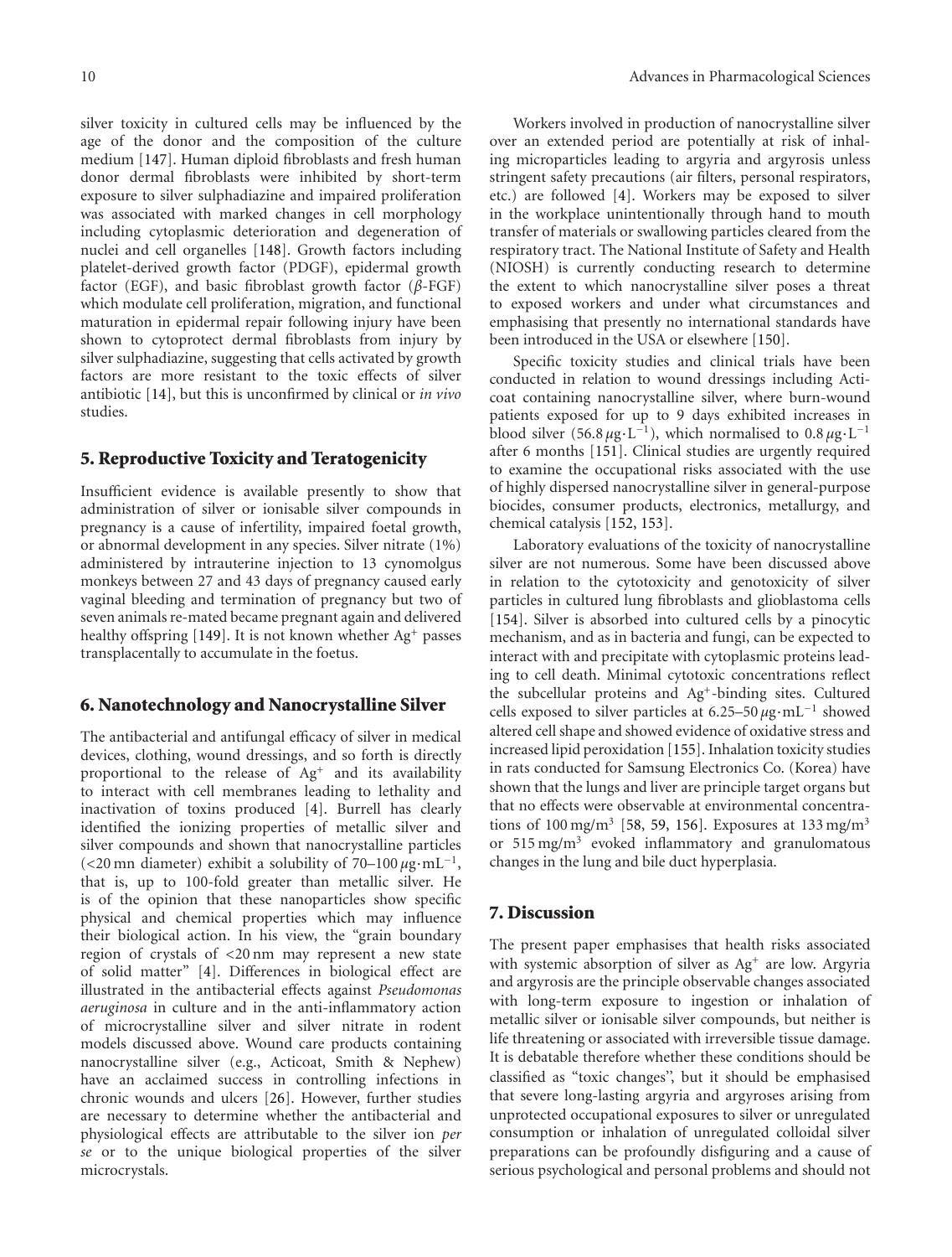silver toxicity in cultured cells may be influenced by the age of the donor and the composition of the culture medium [147]. Human diploid fibroblasts and fresh human donor dermal fibroblasts were inhibited by short-term exposure to silver sulphadiazine and impaired proliferation was associated with marked changes in cell morphology including cytoplasmic deterioration and degeneration of nuclei and cell organelles [148]. Growth factors including platelet-derived growth factor (PDGF), epidermal growth factor (EGF), and basic fibroblast growth factor ($\beta$-FGF) which modulate cell proliferation, migration, and functional maturation in epidermal repair following injury have been shown to cytoprotect dermal fibroblasts from injury by silver sulphadiazine, suggesting that cells activated by growth factors are more resistant to the toxic effects of silver antibiotic [14], but this is unconfirmed by clinical or *in vivo* studies.

## 5. Reproductive Toxicity and Teratogenicity

Insufficient evidence is available presently to show that administration of silver or ionisable silver compounds in pregnancy is a cause of infertility, impaired foetal growth, or abnormal development in any species. Silver nitrate (1%) administered by intrauterine injection to 13 cynomolgus monkeys between 27 and 43 days of pregnancy caused early vaginal bleeding and termination of pregnancy but two of seven animals re-mated became pregnant again and delivered healthy offspring [149]. It is not known whether $Ag^+$ passes transplacentally to accumulate in the foetus.

## 6. Nanotechnology and Nanocrystalline Silver

The antibacterial and antifungal efficacy of silver in medical devices, clothing, wound dressings, and so forth is directly proportional to the release of $Ag^+$ and its availability to interact with cell membranes leading to lethality and inactivation of toxins produced [4]. Burrell has clearly identified the ionizing properties of metallic silver and silver compounds and shown that nanocrystalline particles (<20 mn diameter) exhibit a solubility of 70–100 $\mu$g·mL$^{-1}$, that is, up to 100-fold greater than metallic silver. He is of the opinion that these nanoparticles show specific physical and chemical properties which may influence their biological action. In his view, the "grain boundary region of crystals of <20 nm may represent a new state of solid matter" [4]. Differences in biological effect are illustrated in the antibacterial effects against *Pseudomonas aeruginosa* in culture and in the anti-inflammatory action of microcrystalline silver and silver nitrate in rodent models discussed above. Wound care products containing nanocrystalline silver (e.g., Acticoat, Smith & Nephew) have an acclaimed success in controlling infections in chronic wounds and ulcers [26]. However, further studies are necessary to determine whether the antibacterial and physiological effects are attributable to the silver ion *per se* or to the unique biological properties of the silver microcrystals.

Workers involved in production of nanocrystalline silver over an extended period are potentially at risk of inhaling microparticles leading to argyria and argyrosis unless stringent safety precautions (air filters, personal respirators, etc.) are followed [4]. Workers may be exposed to silver in the workplace unintentionally through hand to mouth transfer of materials or swallowing particles cleared from the respiratory tract. The National Institute of Safety and Health (NIOSH) is currently conducting research to determine the extent to which nanocrystalline silver poses a threat to exposed workers and under what circumstances and emphasising that presently no international standards have been introduced in the USA or elsewhere [150].

Specific toxicity studies and clinical trials have been conducted in relation to wound dressings including Acticoat containing nanocrystalline silver, where burn-wound patients exposed for up to 9 days exhibited increases in blood silver (56.8 $\mu$g·L$^{-1}$), which normalised to 0.8 $\mu$g·L$^{-1}$ after 6 months [151]. Clinical studies are urgently required to examine the occupational risks associated with the use of highly dispersed nanocrystalline silver in general-purpose biocides, consumer products, electronics, metallurgy, and chemical catalysis [152, 153].

Laboratory evaluations of the toxicity of nanocrystalline silver are not numerous. Some have been discussed above in relation to the cytotoxicity and genotoxicity of silver particles in cultured lung fibroblasts and glioblastoma cells [154]. Silver is absorbed into cultured cells by a pinocytic mechanism, and as in bacteria and fungi, can be expected to interact with and precipitate with cytoplasmic proteins leading to cell death. Minimal cytotoxic concentrations reflect the subcellular proteins and $Ag^+$-binding sites. Cultured cells exposed to silver particles at 6.25–50 $\mu$g·mL$^{-1}$ showed altered cell shape and showed evidence of oxidative stress and increased lipid peroxidation [155]. Inhalation toxicity studies in rats conducted for Samsung Electronics Co. (Korea) have shown that the lungs and liver are principle target organs but that no effects were observable at environmental concentrations of 100 mg/m$^3$ [58, 59, 156]. Exposures at 133 mg/m$^3$ or 515 mg/m$^3$ evoked inflammatory and granulomatous changes in the lung and bile duct hyperplasia.

## 7. Discussion

The present paper emphasises that health risks associated with systemic absorption of silver as $Ag^+$ are low. Argyria and argyrosis are the principle observable changes associated with long-term exposure to ingestion or inhalation of metallic silver or ionisable silver compounds, but neither is life threatening or associated with irreversible tissue damage. It is debatable therefore whether these conditions should be classified as "toxic changes", but it should be emphasised that severe long-lasting argyria and argyroses arising from unprotected occupational exposures to silver or unregulated consumption or inhalation of unregulated colloidal silver preparations can be profoundly disfiguring and a cause of serious psychological and personal problems and should not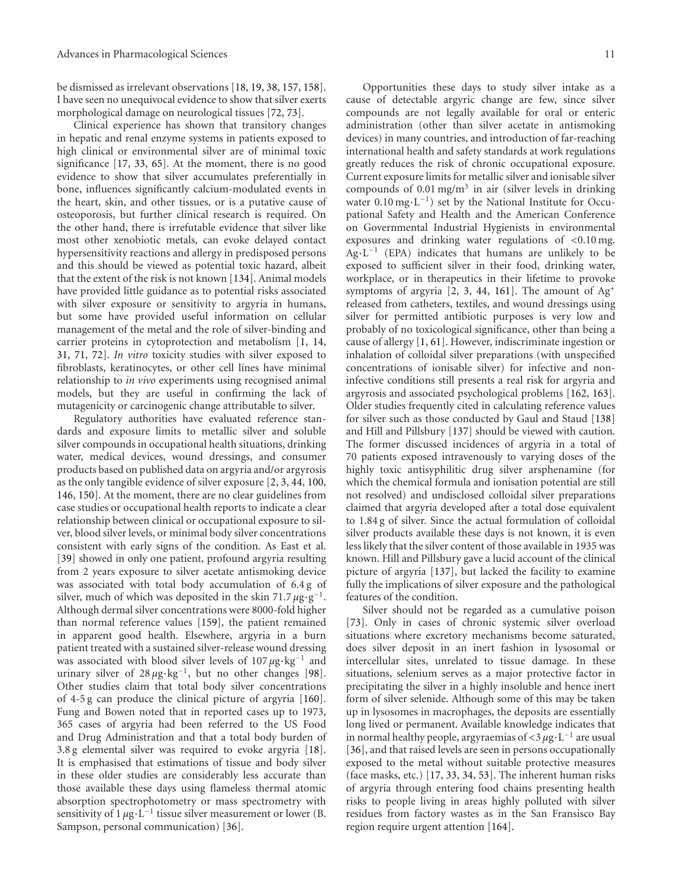be dismissed as irrelevant observations [18, 19, 38, 157, 158]. I have seen no unequivocal evidence to show that silver exerts morphological damage on neurological tissues [72, 73].

Clinical experience has shown that transitory changes in hepatic and renal enzyme systems in patients exposed to high clinical or environmental silver are of minimal toxic significance [17, 33, 65]. At the moment, there is no good evidence to show that silver accumulates preferentially in bone, influences significantly calcium-modulated events in the heart, skin, and other tissues, or is a putative cause of osteoporosis, but further clinical research is required. On the other hand, there is irrefutable evidence that silver like most other xenobiotic metals, can evoke delayed contact hypersensitivity reactions and allergy in predisposed persons and this should be viewed as potential toxic hazard, albeit that the extent of the risk is not known [134]. Animal models have provided little guidance as to potential risks associated with silver exposure or sensitivity to argyria in humans, but some have provided useful information on cellular management of the metal and the role of silver-binding and carrier proteins in cytoprotection and metabolism [1, 14, 31, 71, 72]. *In vitro* toxicity studies with silver exposed to fibroblasts, keratinocytes, or other cell lines have minimal relationship to *in vivo* experiments using recognised animal models, but they are useful in confirming the lack of mutagenicity or carcinogenic change attributable to silver.

Regulatory authorities have evaluated reference standards and exposure limits to metallic silver and soluble silver compounds in occupational health situations, drinking water, medical devices, wound dressings, and consumer products based on published data on argyria and/or argyrosis as the only tangible evidence of silver exposure [2, 3, 44, 100, 146, 150]. At the moment, there are no clear guidelines from case studies or occupational health reports to indicate a clear relationship between clinical or occupational exposure to silver, blood silver levels, or minimal body silver concentrations consistent with early signs of the condition. As East et al. [39] showed in only one patient, profound argyria resulting from 2 years exposure to silver acetate antismoking device was associated with total body accumulation of 6.4 g of silver, much of which was deposited in the skin 71.7 $\mu g \cdot g^{-1}$. Although dermal silver concentrations were 8000-fold higher than normal reference values [159], the patient remained in apparent good health. Elsewhere, argyria in a burn patient treated with a sustained silver-release wound dressing was associated with blood silver levels of 107 $\mu g \cdot kg^{-1}$ and urinary silver of 28 $\mu g \cdot kg^{-1}$, but no other changes [98]. Other studies claim that total body silver concentrations of 4-5 g can produce the clinical picture of argyria [160]. Fung and Bowen noted that in reported cases up to 1973, 365 cases of argyria had been referred to the US Food and Drug Administration and that a total body burden of 3.8 g elemental silver was required to evoke argyria [18]. It is emphasised that estimations of tissue and body silver in these older studies are considerably less accurate than those available these days using flameless thermal atomic absorption spectrophotometry or mass spectrometry with sensitivity of 1 $\mu g \cdot L^{-1}$ tissue silver measurement or lower (B. Sampson, personal communication) [36].

Opportunities these days to study silver intake as a cause of detectable argyric change are few, since silver compounds are not legally available for oral or enteric administration (other than silver acetate in antismoking devices) in many countries, and introduction of far-reaching international health and safety standards at work regulations greatly reduces the risk of chronic occupational exposure. Current exposure limits for metallic silver and ionisable silver compounds of 0.01 $mg/m^3$ in air (silver levels in drinking water 0.10 $mg \cdot L^{-1}$) set by the National Institute for Occupational Safety and Health and the American Conference on Governmental Industrial Hygienists in environmental exposures and drinking water regulations of <0.10 mg. $Ag \cdot L^{-1}$ (EPA) indicates that humans are unlikely to be exposed to sufficient silver in their food, drinking water, workplace, or in therapeutics in their lifetime to provoke symptoms of argyria [2, 3, 44, 161]. The amount of $Ag^{+}$ released from catheters, textiles, and wound dressings using silver for permitted antibiotic purposes is very low and probably of no toxicological significance, other than being a cause of allergy [1, 61]. However, indiscriminate ingestion or inhalation of colloidal silver preparations (with unspecified concentrations of ionisable silver) for infective and non-infective conditions still presents a real risk for argyria and argyrosis and associated psychological problems [162, 163]. Older studies frequently cited in calculating reference values for silver such as those conducted by Gaul and Staud [138] and Hill and Pillsbury [137] should be viewed with caution. The former discussed incidences of argyria in a total of 70 patients exposed intravenously to varying doses of the highly toxic antisyphilitic drug silver arsphenamine (for which the chemical formula and ionisation potential are still not resolved) and undisclosed colloidal silver preparations claimed that argyria developed after a total dose equivalent to 1.84 g of silver. Since the actual formulation of colloidal silver products available these days is not known, it is even less likely that the silver content of those available in 1935 was known. Hill and Pillsbury gave a lucid account of the clinical picture of argyria [137], but lacked the facility to examine fully the implications of silver exposure and the pathological features of the condition.

Silver should not be regarded as a cumulative poison [73]. Only in cases of chronic systemic silver overload situations where excretory mechanisms become saturated, does silver deposit in an inert fashion in lysosomal or intercellular sites, unrelated to tissue damage. In these situations, selenium serves as a major protective factor in precipitating the silver in a highly insoluble and hence inert form of silver selenide. Although some of this may be taken up in lysosomes in macrophages, the deposits are essentially long lived or permanent. Available knowledge indicates that in normal healthy people, argyraemias of <3 $\mu g \cdot L^{-1}$ are usual [36], and that raised levels are seen in persons occupationally exposed to the metal without suitable protective measures (face masks, etc.) [17, 33, 34, 53]. The inherent human risks of argyria through entering food chains presenting health risks to people living in areas highly polluted with silver residues from factory wastes as in the San Fransisco Bay region require urgent attention [164].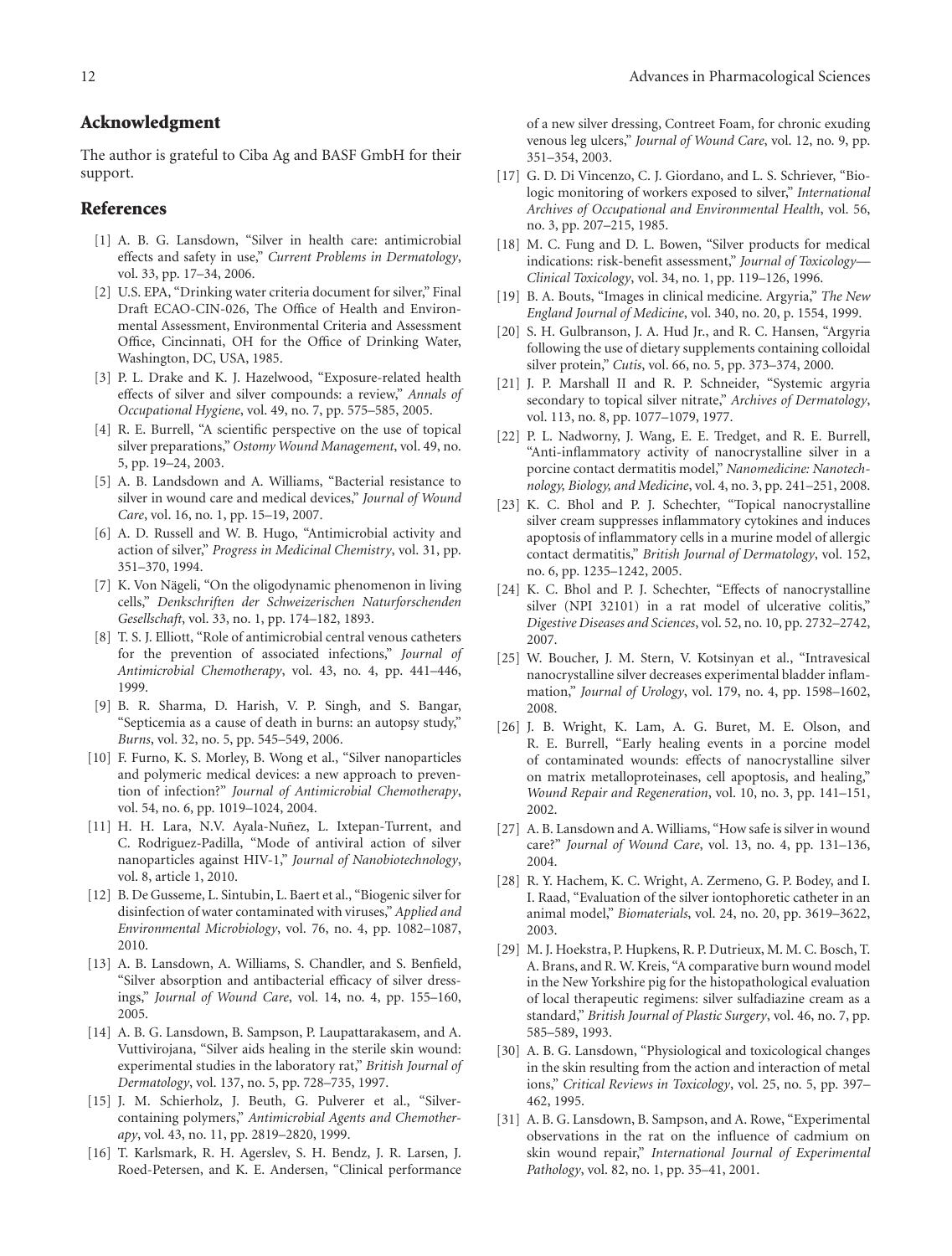## Acknowledgment

The author is grateful to Ciba Ag and BASF GmbH for their support.

## References

[1] A. B. G. Lansdown, "Silver in health care: antimicrobial effects and safety in use," *Current Problems in Dermatology*, vol. 33, pp. 17–34, 2006.

[2] U.S. EPA, "Drinking water criteria document for silver," Final Draft ECAO-CIN-026, The Office of Health and Environmental Assessment, Environmental Criteria and Assessment Office, Cincinnati, OH for the Office of Drinking Water, Washington, DC, USA, 1985.

[3] P. L. Drake and K. J. Hazelwood, "Exposure-related health effects of silver and silver compounds: a review," *Annals of Occupational Hygiene*, vol. 49, no. 7, pp. 575–585, 2005.

[4] R. E. Burrell, "A scientific perspective on the use of topical silver preparations," *Ostomy Wound Management*, vol. 49, no. 5, pp. 19–24, 2003.

[5] A. B. Landsdown and A. Williams, "Bacterial resistance to silver in wound care and medical devices," *Journal of Wound Care*, vol. 16, no. 1, pp. 15–19, 2007.

[6] A. D. Russell and W. B. Hugo, "Antimicrobial activity and action of silver," *Progress in Medicinal Chemistry*, vol. 31, pp. 351–370, 1994.

[7] K. Von Nägeli, "On the oligodynamic phenomenon in living cells," *Denkschriften der Schweizerischen Naturforschenden Gesellschaft*, vol. 33, no. 1, pp. 174–182, 1893.

[8] T. S. J. Elliott, "Role of antimicrobial central venous catheters for the prevention of associated infections," *Journal of Antimicrobial Chemotherapy*, vol. 43, no. 4, pp. 441–446, 1999.

[9] B. R. Sharma, D. Harish, V. P. Singh, and S. Bangar, "Septicemia as a cause of death in burns: an autopsy study," *Burns*, vol. 32, no. 5, pp. 545–549, 2006.

[10] F. Furno, K. S. Morley, B. Wong et al., "Silver nanoparticles and polymeric medical devices: a new approach to prevention of infection?" *Journal of Antimicrobial Chemotherapy*, vol. 54, no. 6, pp. 1019–1024, 2004.

[11] H. H. Lara, N.V. Ayala-Nuñez, L. Ixtepan-Turrent, and C. Rodriguez-Padilla, "Mode of antiviral action of silver nanoparticles against HIV-1," *Journal of Nanobiotechnology*, vol. 8, article 1, 2010.

[12] B. De Gusseme, L. Sintubin, L. Baert et al., "Biogenic silver for disinfection of water contaminated with viruses," *Applied and Environmental Microbiology*, vol. 76, no. 4, pp. 1082–1087, 2010.

[13] A. B. Lansdown, A. Williams, S. Chandler, and S. Benfield, "Silver absorption and antibacterial efficacy of silver dressings," *Journal of Wound Care*, vol. 14, no. 4, pp. 155–160, 2005.

[14] A. B. G. Lansdown, B. Sampson, P. Laupattarakasem, and A. Vuttivirojana, "Silver aids healing in the sterile skin wound: experimental studies in the laboratory rat," *British Journal of Dermatology*, vol. 137, no. 5, pp. 728–735, 1997.

[15] J. M. Schierholz, J. Beuth, G. Pulverer et al., "Silver-containing polymers," *Antimicrobial Agents and Chemotherapy*, vol. 43, no. 11, pp. 2819–2820, 1999.

[16] T. Karlsmark, R. H. Agerslev, S. H. Bendz, J. R. Larsen, J. Roed-Petersen, and K. E. Andersen, "Clinical performance of a new silver dressing, Contreet Foam, for chronic exuding venous leg ulcers," *Journal of Wound Care*, vol. 12, no. 9, pp. 351–354, 2003.

[17] G. D. Di Vincenzo, C. J. Giordano, and L. S. Schriever, "Biologic monitoring of workers exposed to silver," *International Archives of Occupational and Environmental Health*, vol. 56, no. 3, pp. 207–215, 1985.

[18] M. C. Fung and D. L. Bowen, "Silver products for medical indications: risk-benefit assessment," *Journal of Toxicology—Clinical Toxicology*, vol. 34, no. 1, pp. 119–126, 1996.

[19] B. A. Bouts, "Images in clinical medicine. Argyria," *The New England Journal of Medicine*, vol. 340, no. 20, p. 1554, 1999.

[20] S. H. Gulbranson, J. A. Hud Jr., and R. C. Hansen, "Argyria following the use of dietary supplements containing colloidal silver protein," *Cutis*, vol. 66, no. 5, pp. 373–374, 2000.

[21] J. P. Marshall II and R. P. Schneider, "Systemic argyria secondary to topical silver nitrate," *Archives of Dermatology*, vol. 113, no. 8, pp. 1077–1079, 1977.

[22] P. L. Nadworny, J. Wang, E. E. Tredget, and R. E. Burrell, "Anti-inflammatory activity of nanocrystalline silver in a porcine contact dermatitis model," *Nanomedicine: Nanotechnology, Biology, and Medicine*, vol. 4, no. 3, pp. 241–251, 2008.

[23] K. C. Bhol and P. J. Schechter, "Topical nanocrystalline silver cream suppresses inflammatory cytokines and induces apoptosis of inflammatory cells in a murine model of allergic contact dermatitis," *British Journal of Dermatology*, vol. 152, no. 6, pp. 1235–1242, 2005.

[24] K. C. Bhol and P. J. Schechter, "Effects of nanocrystalline silver (NPI 32101) in a rat model of ulcerative colitis," *Digestive Diseases and Sciences*, vol. 52, no. 10, pp. 2732–2742, 2007.

[25] W. Boucher, J. M. Stern, V. Kotsinyan et al., "Intravesical nanocrystalline silver decreases experimental bladder inflammation," *Journal of Urology*, vol. 179, no. 4, pp. 1598–1602, 2008.

[26] J. B. Wright, K. Lam, A. G. Buret, M. E. Olson, and R. E. Burrell, "Early healing events in a porcine model of contaminated wounds: effects of nanocrystalline silver on matrix metalloproteinases, cell apoptosis, and healing," *Wound Repair and Regeneration*, vol. 10, no. 3, pp. 141–151, 2002.

[27] A. B. Lansdown and A. Williams, "How safe is silver in wound care?" *Journal of Wound Care*, vol. 13, no. 4, pp. 131–136, 2004.

[28] R. Y. Hachem, K. C. Wright, A. Zermeno, G. P. Bodey, and I. I. Raad, "Evaluation of the silver iontophoretic catheter in an animal model," *Biomaterials*, vol. 24, no. 20, pp. 3619–3622, 2003.

[29] M. J. Hoekstra, P. Hupkens, R. P. Dutrieux, M. M. C. Bosch, T. A. Brans, and R. W. Kreis, "A comparative burn wound model in the New Yorkshire pig for the histopathological evaluation of local therapeutic regimens: silver sulfadiazine cream as a standard," *British Journal of Plastic Surgery*, vol. 46, no. 7, pp. 585–589, 1993.

[30] A. B. G. Lansdown, "Physiological and toxicological changes in the skin resulting from the action and interaction of metal ions," *Critical Reviews in Toxicology*, vol. 25, no. 5, pp. 397–462, 1995.

[31] A. B. G. Lansdown, B. Sampson, and A. Rowe, "Experimental observations in the rat on the influence of cadmium on skin wound repair," *International Journal of Experimental Pathology*, vol. 82, no. 1, pp. 35–41, 2001.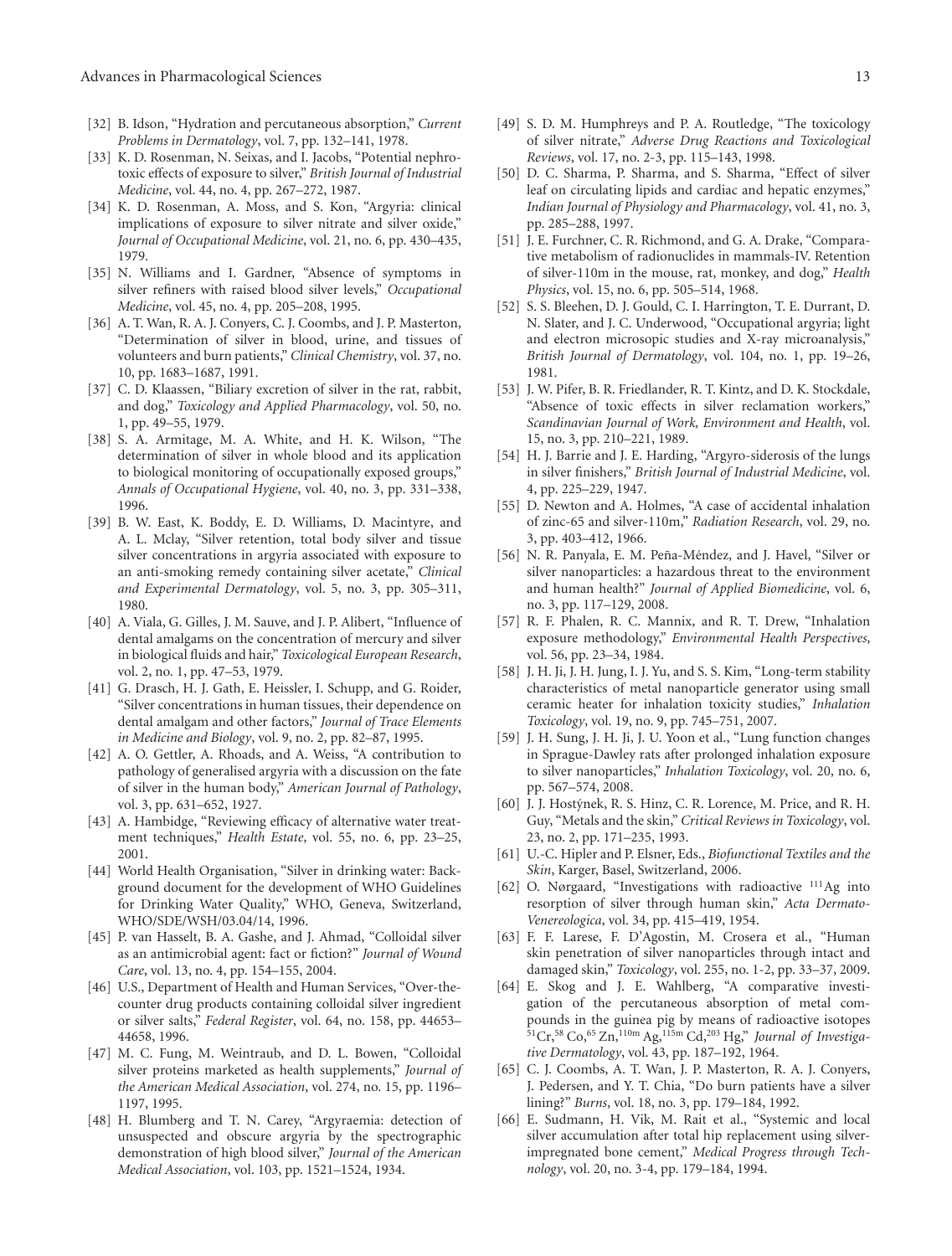[32] B. Idson, "Hydration and percutaneous absorption," *Current Problems in Dermatology*, vol. 7, pp. 132–141, 1978.

[33] K. D. Rosenman, N. Seixas, and I. Jacobs, "Potential nephrotoxic effects of exposure to silver," *British Journal of Industrial Medicine*, vol. 44, no. 4, pp. 267–272, 1987.

[34] K. D. Rosenman, A. Moss, and S. Kon, "Argyria: clinical implications of exposure to silver nitrate and silver oxide," *Journal of Occupational Medicine*, vol. 21, no. 6, pp. 430–435, 1979.

[35] N. Williams and I. Gardner, "Absence of symptoms in silver refiners with raised blood silver levels," *Occupational Medicine*, vol. 45, no. 4, pp. 205–208, 1995.

[36] A. T. Wan, R. A. J. Conyers, C. J. Coombs, and J. P. Masterton, "Determination of silver in blood, urine, and tissues of volunteers and burn patients," *Clinical Chemistry*, vol. 37, no. 10, pp. 1683–1687, 1991.

[37] C. D. Klaassen, "Biliary excretion of silver in the rat, rabbit, and dog," *Toxicology and Applied Pharmacology*, vol. 50, no. 1, pp. 49–55, 1979.

[38] S. A. Armitage, M. A. White, and H. K. Wilson, "The determination of silver in whole blood and its application to biological monitoring of occupationally exposed groups," *Annals of Occupational Hygiene*, vol. 40, no. 3, pp. 331–338, 1996.

[39] B. W. East, K. Boddy, E. D. Williams, D. Macintyre, and A. L. Mclay, "Silver retention, total body silver and tissue silver concentrations in argyria associated with exposure to an anti-smoking remedy containing silver acetate," *Clinical and Experimental Dermatology*, vol. 5, no. 3, pp. 305–311, 1980.

[40] A. Viala, G. Gilles, J. M. Sauve, and J. P. Alibert, "Influence of dental amalgams on the concentration of mercury and silver in biological fluids and hair," *Toxicological European Research*, vol. 2, no. 1, pp. 47–53, 1979.

[41] G. Drasch, H. J. Gath, E. Heissler, I. Schupp, and G. Roider, "Silver concentrations in human tissues, their dependence on dental amalgam and other factors," *Journal of Trace Elements in Medicine and Biology*, vol. 9, no. 2, pp. 82–87, 1995.

[42] A. O. Gettler, A. Rhoads, and A. Weiss, "A contribution to pathology of generalised argyria with a discussion on the fate of silver in the human body," *American Journal of Pathology*, vol. 3, pp. 631–652, 1927.

[43] A. Hambidge, "Reviewing efficacy of alternative water treatment techniques," *Health Estate*, vol. 55, no. 6, pp. 23–25, 2001.

[44] World Health Organisation, "Silver in drinking water: Background document for the development of WHO Guidelines for Drinking Water Quality," WHO, Geneva, Switzerland, WHO/SDE/WSH/03.04/14, 1996.

[45] P. van Hasselt, B. A. Gashe, and J. Ahmad, "Colloidal silver as an antimicrobial agent: fact or fiction?" *Journal of Wound Care*, vol. 13, no. 4, pp. 154–155, 2004.

[46] U.S., Department of Health and Human Services, "Over-the-counter drug products containing colloidal silver ingredient or silver salts," *Federal Register*, vol. 64, no. 158, pp. 44653–44658, 1996.

[47] M. C. Fung, M. Weintraub, and D. L. Bowen, "Colloidal silver proteins marketed as health supplements," *Journal of the American Medical Association*, vol. 274, no. 15, pp. 1196–1197, 1995.

[48] H. Blumberg and T. N. Carey, "Argyraemia: detection of unsuspected and obscure argyria by the spectrographic demonstration of high blood silver," *Journal of the American Medical Association*, vol. 103, pp. 1521–1524, 1934.

[49] S. D. M. Humphreys and P. A. Routledge, "The toxicology of silver nitrate," *Adverse Drug Reactions and Toxicological Reviews*, vol. 17, no. 2-3, pp. 115–143, 1998.

[50] D. C. Sharma, P. Sharma, and S. Sharma, "Effect of silver leaf on circulating lipids and cardiac and hepatic enzymes," *Indian Journal of Physiology and Pharmacology*, vol. 41, no. 3, pp. 285–288, 1997.

[51] J. E. Furchner, C. R. Richmond, and G. A. Drake, "Comparative metabolism of radionuclides in mammals-IV. Retention of silver-110m in the mouse, rat, monkey, and dog," *Health Physics*, vol. 15, no. 6, pp. 505–514, 1968.

[52] S. S. Bleehen, D. J. Gould, C. I. Harrington, T. E. Durrant, D. N. Slater, and J. C. Underwood, "Occupational argyria; light and electron microsopic studies and X-ray microanalysis," *British Journal of Dermatology*, vol. 104, no. 1, pp. 19–26, 1981.

[53] J. W. Pifer, B. R. Friedlander, R. T. Kintz, and D. K. Stockdale, "Absence of toxic effects in silver reclamation workers," *Scandinavian Journal of Work, Environment and Health*, vol. 15, no. 3, pp. 210–221, 1989.

[54] H. J. Barrie and J. E. Harding, "Argyro-siderosis of the lungs in silver finishers," *British Journal of Industrial Medicine*, vol. 4, pp. 225–229, 1947.

[55] D. Newton and A. Holmes, "A case of accidental inhalation of zinc-65 and silver-110m," *Radiation Research*, vol. 29, no. 3, pp. 403–412, 1966.

[56] N. R. Panyala, E. M. Peña-Méndez, and J. Havel, "Silver or silver nanoparticles: a hazardous threat to the environment and human health?" *Journal of Applied Biomedicine*, vol. 6, no. 3, pp. 117–129, 2008.

[57] R. F. Phalen, R. C. Mannix, and R. T. Drew, "Inhalation exposure methodology," *Environmental Health Perspectives*, vol. 56, pp. 23–34, 1984.

[58] J. H. Ji, J. H. Jung, I. J. Yu, and S. S. Kim, "Long-term stability characteristics of metal nanoparticle generator using small ceramic heater for inhalation toxicity studies," *Inhalation Toxicology*, vol. 19, no. 9, pp. 745–751, 2007.

[59] J. H. Sung, J. H. Ji, J. U. Yoon et al., "Lung function changes in Sprague-Dawley rats after prolonged inhalation exposure to silver nanoparticles," *Inhalation Toxicology*, vol. 20, no. 6, pp. 567–574, 2008.

[60] J. J. Hostýnek, R. S. Hinz, C. R. Lorence, M. Price, and R. H. Guy, "Metals and the skin," *Critical Reviews in Toxicology*, vol. 23, no. 2, pp. 171–235, 1993.

[61] U.-C. Hipler and P. Elsner, Eds., *Biofunctional Textiles and the Skin*, Karger, Basel, Switzerland, 2006.

[62] O. Nørgaard, "Investigations with radioactive $^{111}$Ag into resorption of silver through human skin," *Acta Dermato-Venereologica*, vol. 34, pp. 415–419, 1954.

[63] F. F. Larese, F. D'Agostin, M. Crosera et al., "Human skin penetration of silver nanoparticles through intact and damaged skin," *Toxicology*, vol. 255, no. 1-2, pp. 33–37, 2009.

[64] E. Skog and J. E. Wahlberg, "A comparative investigation of the percutaneous absorption of metal compounds in the guinea pig by means of radioactive isotopes $^{51}$Cr,$^{58}$Co,$^{65}$Zn,$^{110m}$Ag,$^{115m}$Cd,$^{203}$Hg," *Journal of Investigative Dermatology*, vol. 43, pp. 187–192, 1964.

[65] C. J. Coombs, A. T. Wan, J. P. Masterton, R. A. J. Conyers, J. Pedersen, and Y. T. Chia, "Do burn patients have a silver lining?" *Burns*, vol. 18, no. 3, pp. 179–184, 1992.

[66] E. Sudmann, H. Vik, M. Rait et al., "Systemic and local silver accumulation after total hip replacement using silver-impregnated bone cement," *Medical Progress through Technology*, vol. 20, no. 3-4, pp. 179–184, 1994.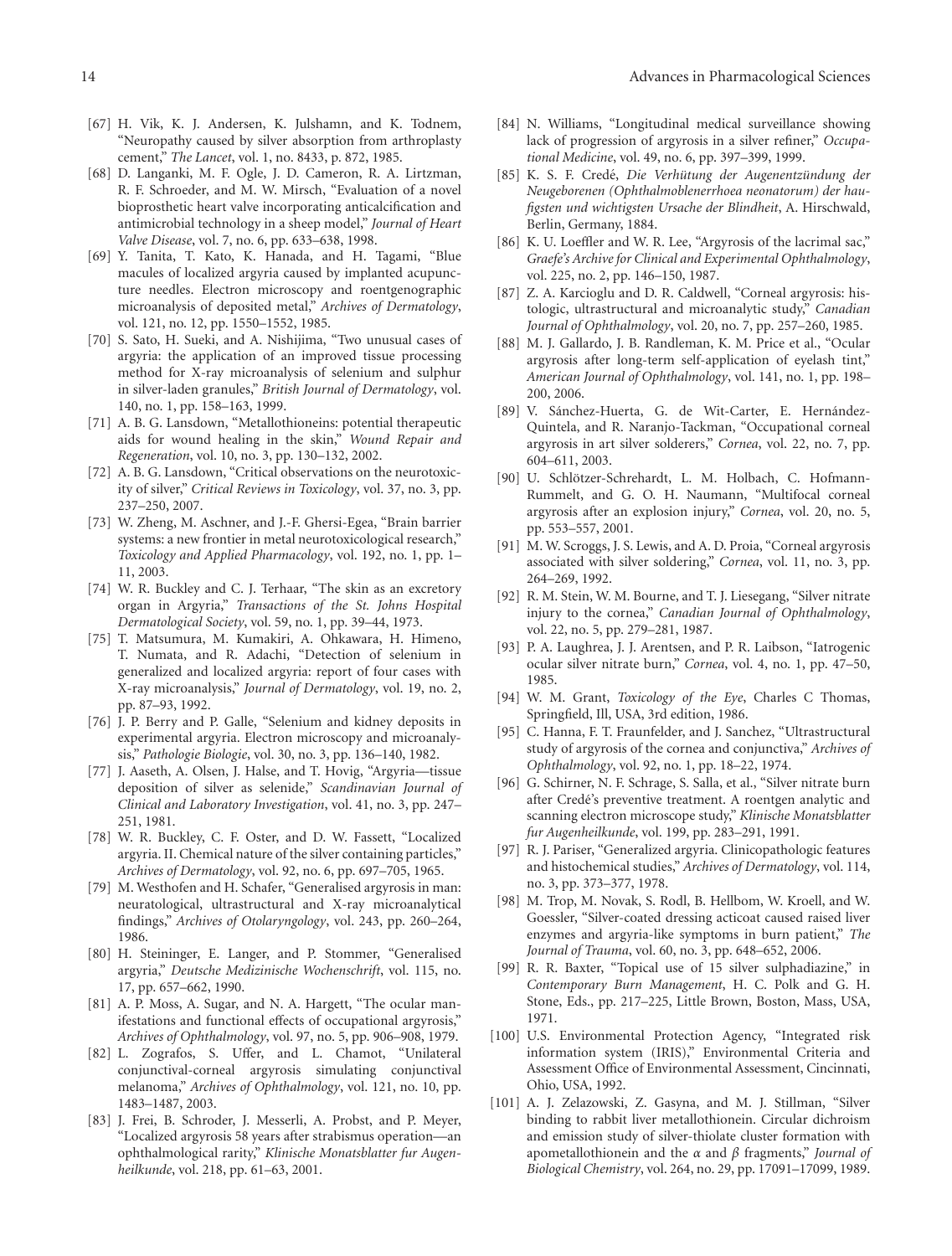[67] H. Vik, K. J. Andersen, K. Julshamn, and K. Todnem, "Neuropathy caused by silver absorption from arthroplasty cement," *The Lancet*, vol. 1, no. 8433, p. 872, 1985.

[68] D. Langanki, M. F. Ogle, J. D. Cameron, R. A. Lirtzman, R. F. Schroeder, and M. W. Mirsch, "Evaluation of a novel bioprosthetic heart valve incorporating anticalcification and antimicrobial technology in a sheep model," *Journal of Heart Valve Disease*, vol. 7, no. 6, pp. 633–638, 1998.

[69] Y. Tanita, T. Kato, K. Hanada, and H. Tagami, "Blue macules of localized argyria caused by implanted acupuncture needles. Electron microscopy and roentgenographic microanalysis of deposited metal," *Archives of Dermatology*, vol. 121, no. 12, pp. 1550–1552, 1985.

[70] S. Sato, H. Sueki, and A. Nishijima, "Two unusual cases of argyria: the application of an improved tissue processing method for X-ray microanalysis of selenium and sulphur in silver-laden granules," *British Journal of Dermatology*, vol. 140, no. 1, pp. 158–163, 1999.

[71] A. B. G. Lansdown, "Metallothioneins: potential therapeutic aids for wound healing in the skin," *Wound Repair and Regeneration*, vol. 10, no. 3, pp. 130–132, 2002.

[72] A. B. G. Lansdown, "Critical observations on the neurotoxicity of silver," *Critical Reviews in Toxicology*, vol. 37, no. 3, pp. 237–250, 2007.

[73] W. Zheng, M. Aschner, and J.-F. Ghersi-Egea, "Brain barrier systems: a new frontier in metal neurotoxicological research," *Toxicology and Applied Pharmacology*, vol. 192, no. 1, pp. 1–11, 2003.

[74] W. R. Buckley and C. J. Terhaar, "The skin as an excretory organ in Argyria," *Transactions of the St. Johns Hospital Dermatological Society*, vol. 59, no. 1, pp. 39–44, 1973.

[75] T. Matsumura, M. Kumakiri, A. Ohkawara, H. Himeno, T. Numata, and R. Adachi, "Detection of selenium in generalized and localized argyria: report of four cases with X-ray microanalysis," *Journal of Dermatology*, vol. 19, no. 2, pp. 87–93, 1992.

[76] J. P. Berry and P. Galle, "Selenium and kidney deposits in experimental argyria. Electron microscopy and microanalysis," *Pathologie Biologie*, vol. 30, no. 3, pp. 136–140, 1982.

[77] J. Aaseth, A. Olsen, J. Halse, and T. Hovig, "Argyria—tissue deposition of silver as selenide," *Scandinavian Journal of Clinical and Laboratory Investigation*, vol. 41, no. 3, pp. 247–251, 1981.

[78] W. R. Buckley, C. F. Oster, and D. W. Fassett, "Localized argyria. II. Chemical nature of the silver containing particles," *Archives of Dermatology*, vol. 92, no. 6, pp. 697–705, 1965.

[79] M. Westhofen and H. Schafer, "Generalised argyrosis in man: neuratological, ultrastructural and X-ray microanalytical findings," *Archives of Otolaryngology*, vol. 243, pp. 260–264, 1986.

[80] H. Steininger, E. Langer, and P. Stommer, "Generalised argyria," *Deutsche Medizinische Wochenschrift*, vol. 115, no. 17, pp. 657–662, 1990.

[81] A. P. Moss, A. Sugar, and N. A. Hargett, "The ocular manifestations and functional effects of occupational argyrosis," *Archives of Ophthalmology*, vol. 97, no. 5, pp. 906–908, 1979.

[82] L. Zografos, S. Uffer, and L. Chamot, "Unilateral conjunctival-corneal argyrosis simulating conjunctival melanoma," *Archives of Ophthalmology*, vol. 121, no. 10, pp. 1483–1487, 2003.

[83] J. Frei, B. Schroder, J. Messerli, A. Probst, and P. Meyer, "Localized argyrosis 58 years after strabismus operation—an ophthalmological rarity," *Klinische Monatsblatter fur Augenheilkunde*, vol. 218, pp. 61–63, 2001.

[84] N. Williams, "Longitudinal medical surveillance showing lack of progression of argyrosis in a silver refiner," *Occupational Medicine*, vol. 49, no. 6, pp. 397–399, 1999.

[85] K. S. F. Credé, *Die Verhütung der Augenentzündung der Neugeborenen (Ophthalmoblenerrhoea neonatorum) der haufigsten und wichtigsten Ursache der Blindheit*, A. Hirschwald, Berlin, Germany, 1884.

[86] K. U. Loeffler and W. R. Lee, "Argyrosis of the lacrimal sac," *Graefe's Archive for Clinical and Experimental Ophthalmology*, vol. 225, no. 2, pp. 146–150, 1987.

[87] Z. A. Karcioglu and D. R. Caldwell, "Corneal argyrosis: histologic, ultrastructural and microanalytic study," *Canadian Journal of Ophthalmology*, vol. 20, no. 7, pp. 257–260, 1985.

[88] M. J. Gallardo, J. B. Randleman, K. M. Price et al., "Ocular argyrosis after long-term self-application of eyelash tint," *American Journal of Ophthalmology*, vol. 141, no. 1, pp. 198–200, 2006.

[89] V. Sánchez-Huerta, G. de Wit-Carter, E. Hernández-Quintela, and R. Naranjo-Tackman, "Occupational corneal argyrosis in art silver solderers," *Cornea*, vol. 22, no. 7, pp. 604–611, 2003.

[90] U. Schlötzer-Schrehardt, L. M. Holbach, C. Hofmann-Rummelt, and G. O. H. Naumann, "Multifocal corneal argyrosis after an explosion injury," *Cornea*, vol. 20, no. 5, pp. 553–557, 2001.

[91] M. W. Scroggs, J. S. Lewis, and A. D. Proia, "Corneal argyrosis associated with silver soldering," *Cornea*, vol. 11, no. 3, pp. 264–269, 1992.

[92] R. M. Stein, W. M. Bourne, and T. J. Liesegang, "Silver nitrate injury to the cornea," *Canadian Journal of Ophthalmology*, vol. 22, no. 5, pp. 279–281, 1987.

[93] P. A. Laughrea, J. J. Arentsen, and P. R. Laibson, "Iatrogenic ocular silver nitrate burn," *Cornea*, vol. 4, no. 1, pp. 47–50, 1985.

[94] W. M. Grant, *Toxicology of the Eye*, Charles C Thomas, Springfield, Ill, USA, 3rd edition, 1986.

[95] C. Hanna, F. T. Fraunfelder, and J. Sanchez, "Ultrastructural study of argyrosis of the cornea and conjunctiva," *Archives of Ophthalmology*, vol. 92, no. 1, pp. 18–22, 1974.

[96] G. Schirner, N. F. Schrage, S. Salla, et al., "Silver nitrate burn after Credé's preventive treatment. A roentgen analytic and scanning electron microscope study," *Klinische Monatsblatter fur Augenheilkunde*, vol. 199, pp. 283–291, 1991.

[97] R. J. Pariser, "Generalized argyria. Clinicopathologic features and histochemical studies," *Archives of Dermatology*, vol. 114, no. 3, pp. 373–377, 1978.

[98] M. Trop, M. Novak, S. Rodl, B. Hellbom, W. Kroell, and W. Goessler, "Silver-coated dressing acticoat caused raised liver enzymes and argyria-like symptoms in burn patient," *The Journal of Trauma*, vol. 60, no. 3, pp. 648–652, 2006.

[99] R. R. Baxter, "Topical use of 15 silver sulphadiazine," in *Contemporary Burn Management*, H. C. Polk and G. H. Stone, Eds., pp. 217–225, Little Brown, Boston, Mass, USA, 1971.

[100] U.S. Environmental Protection Agency, "Integrated risk information system (IRIS)," Environmental Criteria and Assessment Office of Environmental Assessment, Cincinnati, Ohio, USA, 1992.

[101] A. J. Zelazowski, Z. Gasyna, and M. J. Stillman, "Silver binding to rabbit liver metallothionein. Circular dichroism and emission study of silver-thiolate cluster formation with apometallothionein and the $\alpha$ and $\beta$ fragments," *Journal of Biological Chemistry*, vol. 264, no. 29, pp. 17091–17099, 1989.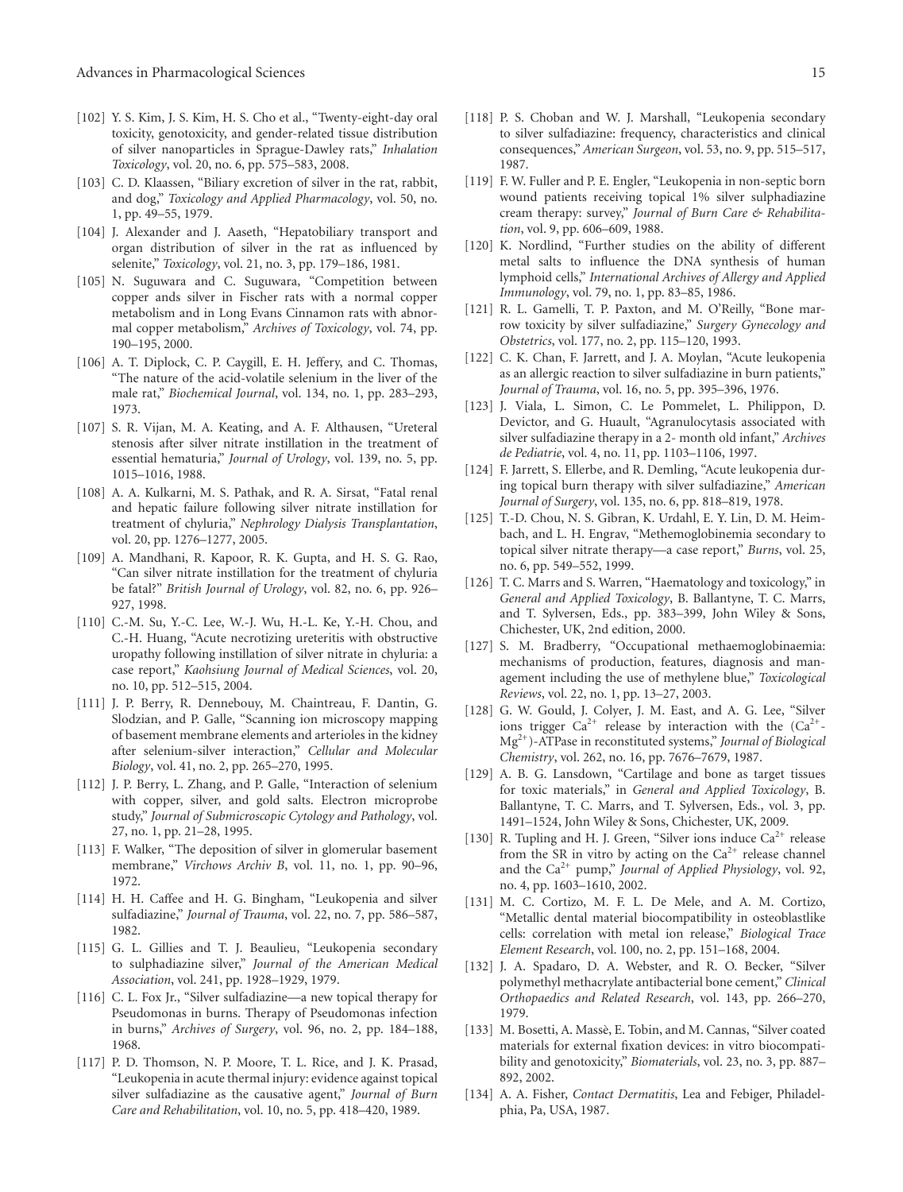[102] Y. S. Kim, J. S. Kim, H. S. Cho et al., "Twenty-eight-day oral toxicity, genotoxicity, and gender-related tissue distribution of silver nanoparticles in Sprague-Dawley rats," *Inhalation Toxicology*, vol. 20, no. 6, pp. 575–583, 2008.

[103] C. D. Klaassen, "Biliary excretion of silver in the rat, rabbit, and dog," *Toxicology and Applied Pharmacology*, vol. 50, no. 1, pp. 49–55, 1979.

[104] J. Alexander and J. Aaseth, "Hepatobiliary transport and organ distribution of silver in the rat as influenced by selenite," *Toxicology*, vol. 21, no. 3, pp. 179–186, 1981.

[105] N. Suguwara and C. Suguwara, "Competition between copper ands silver in Fischer rats with a normal copper metabolism and in Long Evans Cinnamon rats with abnormal copper metabolism," *Archives of Toxicology*, vol. 74, pp. 190–195, 2000.

[106] A. T. Diplock, C. P. Caygill, E. H. Jeffery, and C. Thomas, "The nature of the acid-volatile selenium in the liver of the male rat," *Biochemical Journal*, vol. 134, no. 1, pp. 283–293, 1973.

[107] S. R. Vijan, M. A. Keating, and A. F. Althausen, "Ureteral stenosis after silver nitrate instillation in the treatment of essential hematuria," *Journal of Urology*, vol. 139, no. 5, pp. 1015–1016, 1988.

[108] A. A. Kulkarni, M. S. Pathak, and R. A. Sirsat, "Fatal renal and hepatic failure following silver nitrate instillation for treatment of chyluria," *Nephrology Dialysis Transplantation*, vol. 20, pp. 1276–1277, 2005.

[109] A. Mandhani, R. Kapoor, R. K. Gupta, and H. S. G. Rao, "Can silver nitrate instillation for the treatment of chyluria be fatal?" *British Journal of Urology*, vol. 82, no. 6, pp. 926–927, 1998.

[110] C.-M. Su, Y.-C. Lee, W.-J. Wu, H.-L. Ke, Y.-H. Chou, and C.-H. Huang, "Acute necrotizing ureteritis with obstructive uropathy following instillation of silver nitrate in chyluria: a case report," *Kaohsiung Journal of Medical Sciences*, vol. 20, no. 10, pp. 512–515, 2004.

[111] J. P. Berry, R. Dennebouy, M. Chaintreau, F. Dantin, G. Slodzian, and P. Galle, "Scanning ion microscopy mapping of basement membrane elements and arterioles in the kidney after selenium-silver interaction," *Cellular and Molecular Biology*, vol. 41, no. 2, pp. 265–270, 1995.

[112] J. P. Berry, L. Zhang, and P. Galle, "Interaction of selenium with copper, silver, and gold salts. Electron microprobe study," *Journal of Submicroscopic Cytology and Pathology*, vol. 27, no. 1, pp. 21–28, 1995.

[113] F. Walker, "The deposition of silver in glomerular basement membrane," *Virchows Archiv B*, vol. 11, no. 1, pp. 90–96, 1972.

[114] H. H. Caffee and H. G. Bingham, "Leukopenia and silver sulfadiazene," *Journal of Trauma*, vol. 22, no. 7, pp. 586–587, 1982.

[115] G. L. Gillies and T. J. Beaulieu, "Leukopenia secondary to sulphadiazine silver," *Journal of the American Medical Association*, vol. 241, pp. 1928–1929, 1979.

[116] C. L. Fox Jr., "Silver sulfadiazine—a new topical therapy for Pseudomonas in burns. Therapy of Pseudomonas infection in burns," *Archives of Surgery*, vol. 96, no. 2, pp. 184–188, 1968.

[117] P. D. Thomson, N. P. Moore, T. L. Rice, and J. K. Prasad, "Leukopenia in acute thermal injury: evidence against topical silver sulfadiazine as the causative agent," *Journal of Burn Care and Rehabilitation*, vol. 10, no. 5, pp. 418–420, 1989.

[118] P. S. Choban and W. J. Marshall, "Leukopenia secondary to silver sulfadiazine: frequency, characteristics and clinical consequences," *American Surgeon*, vol. 53, no. 9, pp. 515–517, 1987.

[119] F. W. Fuller and P. E. Engler, "Leukopenia in non-septic born wound patients receiving topical 1% silver sulphadiazine cream therapy: survey," *Journal of Burn Care & Rehabilitation*, vol. 9, pp. 606–609, 1988.

[120] K. Nordlind, "Further studies on the ability of different metal salts to influence the DNA synthesis of human lymphoid cells," *International Archives of Allergy and Applied Immunology*, vol. 79, no. 1, pp. 83–85, 1986.

[121] R. L. Gamelli, T. P. Paxton, and M. O'Reilly, "Bone marrow toxicity by silver sulfadiazine," *Surgery Gynecology and Obstetrics*, vol. 177, no. 2, pp. 115–120, 1993.

[122] C. K. Chan, F. Jarrett, and J. A. Moylan, "Acute leukopenia as an allergic reaction to silver sulfadiazine in burn patients," *Journal of Trauma*, vol. 16, no. 5, pp. 395–396, 1976.

[123] J. Viala, L. Simon, C. Le Pommelet, L. Philippon, D. Devictor, and G. Huault, "Agranulocytasis associated with silver sulfadiazine therapy in a 2- month old infant," *Archives de Pediatrie*, vol. 4, no. 11, pp. 1103–1106, 1997.

[124] F. Jarrett, S. Ellerbe, and R. Demling, "Acute leukopenia during topical burn therapy with silver sulfadiazine," *American Journal of Surgery*, vol. 135, no. 6, pp. 818–819, 1978.

[125] T.-D. Chou, N. S. Gibran, K. Urdahl, E. Y. Lin, D. M. Heimbach, and L. H. Engrav, "Methemoglobinemia secondary to topical silver nitrate therapy—a case report," *Burns*, vol. 25, no. 6, pp. 549–552, 1999.

[126] T. C. Marrs and S. Warren, "Haematology and toxicology," in *General and Applied Toxicology*, B. Ballantyne, T. C. Marrs, and T. Sylversen, Eds., pp. 383–399, John Wiley & Sons, Chichester, UK, 2nd edition, 2000.

[127] S. M. Bradberry, "Occupational methaemoglobinaemia: mechanisms of production, features, diagnosis and management including the use of methylene blue," *Toxicological Reviews*, vol. 22, no. 1, pp. 13–27, 2003.

[128] G. W. Gould, J. Colyer, J. M. East, and A. G. Lee, "Silver ions trigger $Ca^{2+}$ release by interaction with the ($Ca^{2+}$-$Mg^{2+}$)-ATPase in reconstituted systems," *Journal of Biological Chemistry*, vol. 262, no. 16, pp. 7676–7679, 1987.

[129] A. B. G. Lansdown, "Cartilage and bone as target tissues for toxic materials," in *General and Applied Toxicology*, B. Ballantyne, T. C. Marrs, and T. Sylversen, Eds., vol. 3, pp. 1491–1524, John Wiley & Sons, Chichester, UK, 2009.

[130] R. Tupling and H. J. Green, "Silver ions induce $Ca^{2+}$ release from the SR in vitro by acting on the $Ca^{2+}$ release channel and the $Ca^{2+}$ pump," *Journal of Applied Physiology*, vol. 92, no. 4, pp. 1603–1610, 2002.

[131] M. C. Cortizo, M. F. L. De Mele, and A. M. Cortizo, "Metallic dental material biocompatibility in osteoblastlike cells: correlation with metal ion release," *Biological Trace Element Research*, vol. 100, no. 2, pp. 151–168, 2004.

[132] J. A. Spadaro, D. A. Webster, and R. O. Becker, "Silver polymethyl methacrylate antibacterial bone cement," *Clinical Orthopaedics and Related Research*, vol. 143, pp. 266–270, 1979.

[133] M. Bosetti, A. Massè, E. Tobin, and M. Cannas, "Silver coated materials for external fixation devices: in vitro biocompatibility and genotoxicity," *Biomaterials*, vol. 23, no. 3, pp. 887–892, 2002.

[134] A. A. Fisher, *Contact Dermatitis*, Lea and Febiger, Philadelphia, Pa, USA, 1987.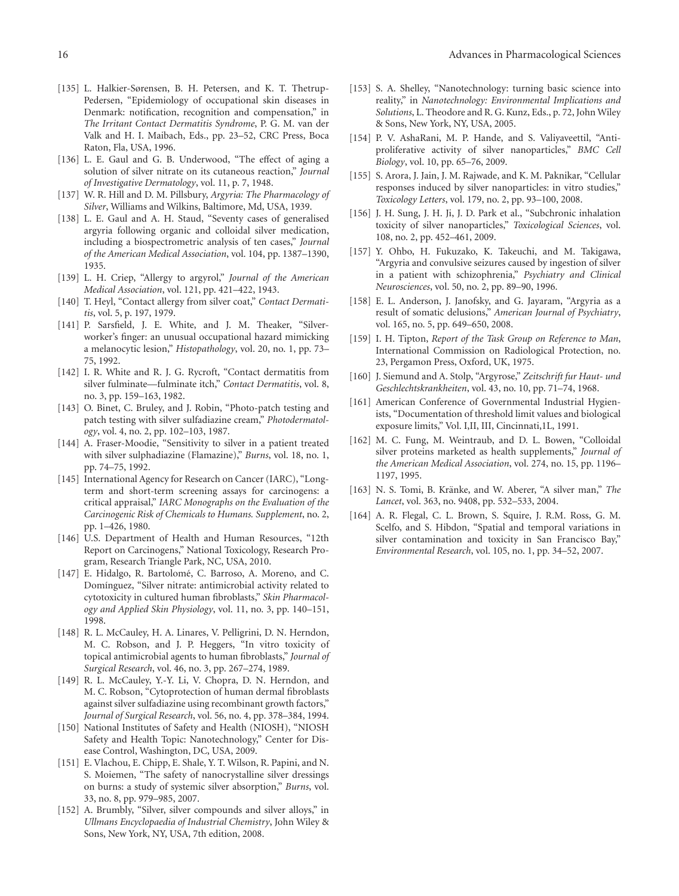[135] L. Halkier-Sørensen, B. H. Petersen, and K. T. Thetrup-Pedersen, "Epidemiology of occupational skin diseases in Denmark: notification, recognition and compensation," in *The Irritant Contact Dermatitis Syndrome*, P. G. M. van der Valk and H. I. Maibach, Eds., pp. 23–52, CRC Press, Boca Raton, Fla, USA, 1996.

[136] L. E. Gaul and G. B. Underwood, "The effect of aging a solution of silver nitrate on its cutaneous reaction," *Journal of Investigative Dermatology*, vol. 11, p. 7, 1948.

[137] W. R. Hill and D. M. Pillsbury, *Argyria: The Pharmacology of Silver*, Williams and Wilkins, Baltimore, Md, USA, 1939.

[138] L. E. Gaul and A. H. Staud, "Seventy cases of generalised argyria following organic and colloidal silver medication, including a biospectrometric analysis of ten cases," *Journal of the American Medical Association*, vol. 104, pp. 1387–1390, 1935.

[139] L. H. Criep, "Allergy to argyrol," *Journal of the American Medical Association*, vol. 121, pp. 421–422, 1943.

[140] T. Heyl, "Contact allergy from silver coat," *Contact Dermatitis*, vol. 5, p. 197, 1979.

[141] P. Sarsfield, J. E. White, and J. M. Theaker, "Silverworker's finger: an unusual occupational hazard mimicking a melanocytic lesion," *Histopathology*, vol. 20, no. 1, pp. 73–75, 1992.

[142] I. R. White and R. J. G. Rycroft, "Contact dermatitis from silver fulminate—fulminate itch," *Contact Dermatitis*, vol. 8, no. 3, pp. 159–163, 1982.

[143] O. Binet, C. Bruley, and J. Robin, "Photo-patch testing and patch testing with silver sulfadiazine cream," *Photodermatology*, vol. 4, no. 2, pp. 102–103, 1987.

[144] A. Fraser-Moodie, "Sensitivity to silver in a patient treated with silver sulphadiazine (Flamazine)," *Burns*, vol. 18, no. 1, pp. 74–75, 1992.

[145] International Agency for Research on Cancer (IARC), "Long-term and short-term screening assays for carcinogens: a critical appraisal," *IARC Monographs on the Evaluation of the Carcinogenic Risk of Chemicals to Humans. Supplement*, no. 2, pp. 1–426, 1980.

[146] U.S. Department of Health and Human Resources, "12th Report on Carcinogens," National Toxicology, Research Program, Research Triangle Park, NC, USA, 2010.

[147] E. Hidalgo, R. Bartolomé, C. Barroso, A. Moreno, and C. Domínguez, "Silver nitrate: antimicrobial activity related to cytotoxicity in cultured human fibroblasts," *Skin Pharmacology and Applied Skin Physiology*, vol. 11, no. 3, pp. 140–151, 1998.

[148] R. L. McCauley, H. A. Linares, V. Pelligrini, D. N. Herndon, M. C. Robson, and J. P. Heggers, "In vitro toxicity of topical antimicrobial agents to human fibroblasts," *Journal of Surgical Research*, vol. 46, no. 3, pp. 267–274, 1989.

[149] R. L. McCauley, Y.-Y. Li, V. Chopra, D. N. Herndon, and M. C. Robson, "Cytoprotection of human dermal fibroblasts against silver sulfadiazine using recombinant growth factors," *Journal of Surgical Research*, vol. 56, no. 4, pp. 378–384, 1994.

[150] National Institutes of Safety and Health (NIOSH), "NIOSH Safety and Health Topic: Nanotechnology," Center for Disease Control, Washington, DC, USA, 2009.

[151] E. Vlachou, E. Chipp, E. Shale, Y. T. Wilson, R. Papini, and N. S. Moiemen, "The safety of nanocrystalline silver dressings on burns: a study of systemic silver absorption," *Burns*, vol. 33, no. 8, pp. 979–985, 2007.

[152] A. Brumbly, "Silver, silver compounds and silver alloys," in *Ullmans Encyclopaedia of Industrial Chemistry*, John Wiley & Sons, New York, NY, USA, 7th edition, 2008.

[153] S. A. Shelley, "Nanotechnology: turning basic science into reality," in *Nanotechnology: Environmental Implications and Solutions*, L. Theodore and R. G. Kunz, Eds., p. 72, John Wiley & Sons, New York, NY, USA, 2005.

[154] P. V. AshaRani, M. P. Hande, and S. Valiyaveettil, "Antiproliferative activity of silver nanoparticles," *BMC Cell Biology*, vol. 10, pp. 65–76, 2009.

[155] S. Arora, J. Jain, J. M. Rajwade, and K. M. Paknikar, "Cellular responses induced by silver nanoparticles: in vitro studies," *Toxicology Letters*, vol. 179, no. 2, pp. 93–100, 2008.

[156] J. H. Sung, J. H. Ji, J. D. Park et al., "Subchronic inhalation toxicity of silver nanoparticles," *Toxicological Sciences*, vol. 108, no. 2, pp. 452–461, 2009.

[157] Y. Ohbo, H. Fukuzako, K. Takeuchi, and M. Takigawa, "Argyria and convulsive seizures caused by ingestion of silver in a patient with schizophrenia," *Psychiatry and Clinical Neurosciences*, vol. 50, no. 2, pp. 89–90, 1996.

[158] E. L. Anderson, J. Janofsky, and G. Jayaram, "Argyria as a result of somatic delusions," *American Journal of Psychiatry*, vol. 165, no. 5, pp. 649–650, 2008.

[159] I. H. Tipton, *Report of the Task Group on Reference to Man*, International Commission on Radiological Protection, no. 23, Pergamon Press, Oxford, UK, 1975.

[160] J. Siemund and A. Stolp, "Argyrose," *Zeitschrift fur Haut- und Geschlechtskrankheiten*, vol. 43, no. 10, pp. 71–74, 1968.

[161] American Conference of Governmental Industrial Hygienists, "Documentation of threshold limit values and biological exposure limits," Vol. I,II, III, Cincinnati,1L, 1991.

[162] M. C. Fung, M. Weintraub, and D. L. Bowen, "Colloidal silver proteins marketed as health supplements," *Journal of the American Medical Association*, vol. 274, no. 15, pp. 1196–1197, 1995.

[163] N. S. Tomi, B. Kränke, and W. Aberer, "A silver man," *The Lancet*, vol. 363, no. 9408, pp. 532–533, 2004.

[164] A. R. Flegal, C. L. Brown, S. Squire, J. R.M. Ross, G. M. Scelfo, and S. Hibdon, "Spatial and temporal variations in silver contamination and toxicity in San Francisco Bay," *Environmental Research*, vol. 105, no. 1, pp. 34–52, 2007.